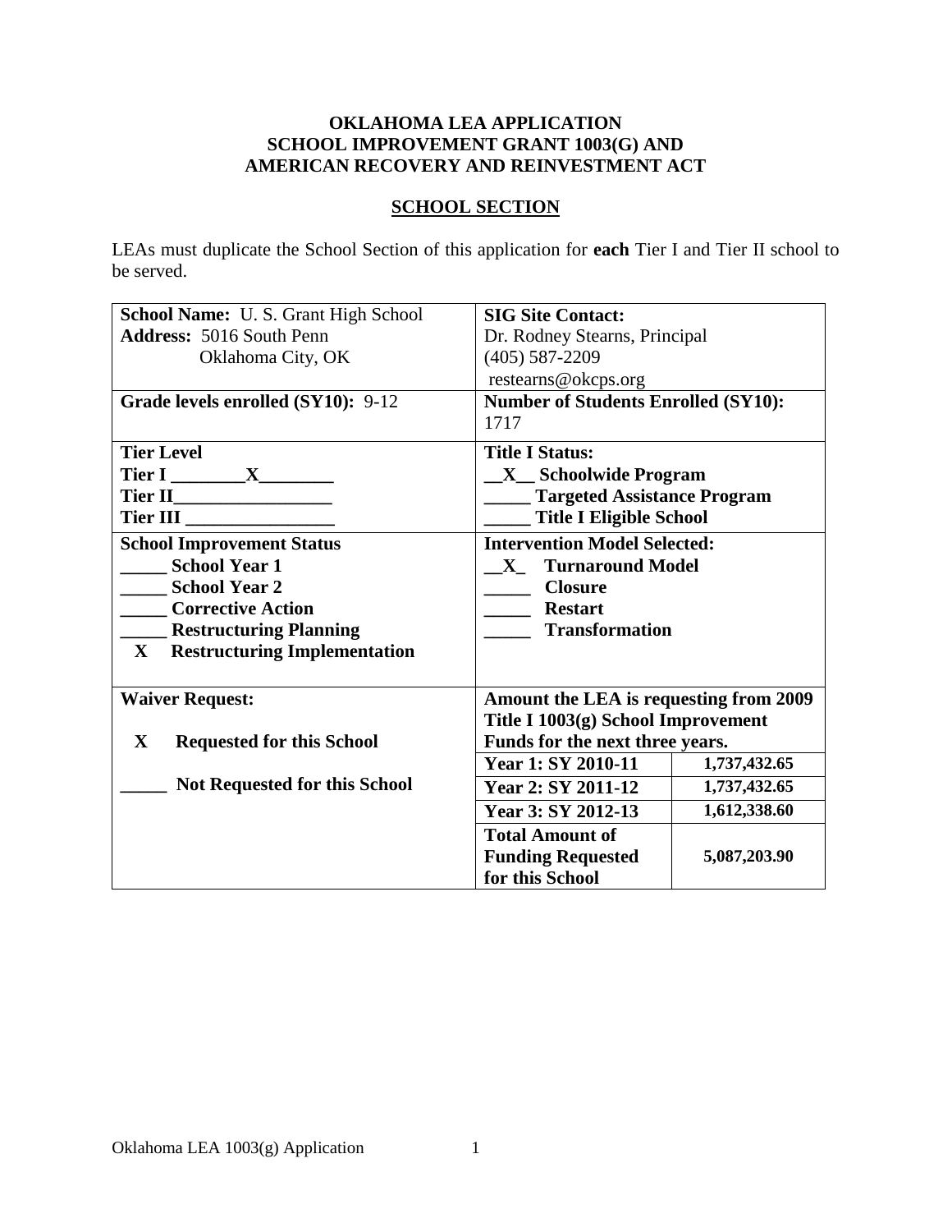# OKLAHOMA LEA APPLICATION
# SCHOOL IMPROVEMENT GRANT 1003(G) AND
# AMERICAN RECOVERY AND REINVESTMENT ACT

## SCHOOL SECTION

LEAs must duplicate the School Section of this application for **each** Tier I and Tier II school to be served.

| | | |
|---|---|---|
| **School Name:** U. S. Grant High School<br>**Address:** 5016 South Penn<br>Oklahoma City, OK | **SIG Site Contact:**<br>Dr. Rodney Stearns, Principal<br>(405) 587-2209<br>restearns@okcps.org | |
| **Grade levels enrolled (SY10):** 9-12 | **Number of Students Enrolled (SY10):**<br>1717 | |
| **Tier Level**<br>**Tier I \_\_\_\_\_\_\_\_X\_\_\_\_\_\_\_\_**<br>**Tier II\_\_\_\_\_\_\_\_\_\_\_\_\_\_\_\_\_**<br>**Tier III \_\_\_\_\_\_\_\_\_\_\_\_\_\_\_\_** | **Title I Status:**<br>**\_\_X\_\_ Schoolwide Program**<br>**\_\_\_\_\_ Targeted Assistance Program**<br>**\_\_\_\_\_ Title I Eligible School** | |
| **School Improvement Status**<br>**\_\_\_\_\_ School Year 1**<br>**\_\_\_\_\_ School Year 2**<br>**\_\_\_\_\_ Corrective Action**<br>**\_\_\_\_\_ Restructuring Planning**<br>**X Restructuring Implementation** | **Intervention Model Selected:**<br>**\_\_X\_ Turnaround Model**<br>**\_\_\_\_\_ Closure**<br>**\_\_\_\_\_ Restart**<br>**\_\_\_\_\_ Transformation** | |
| **Waiver Request:**<br><br>**X Requested for this School**<br><br>**\_\_\_\_\_ Not Requested for this School** | **Amount the LEA is requesting from 2009 Title I 1003(g) School Improvement Funds for the next three years.** | |
| | **Year 1: SY 2010-11** | **1,737,432.65** |
| | **Year 2: SY 2011-12** | **1,737,432.65** |
| | **Year 3: SY 2012-13** | **1,612,338.60** |
| | **Total Amount of Funding Requested for this School** | **5,087,203.90** |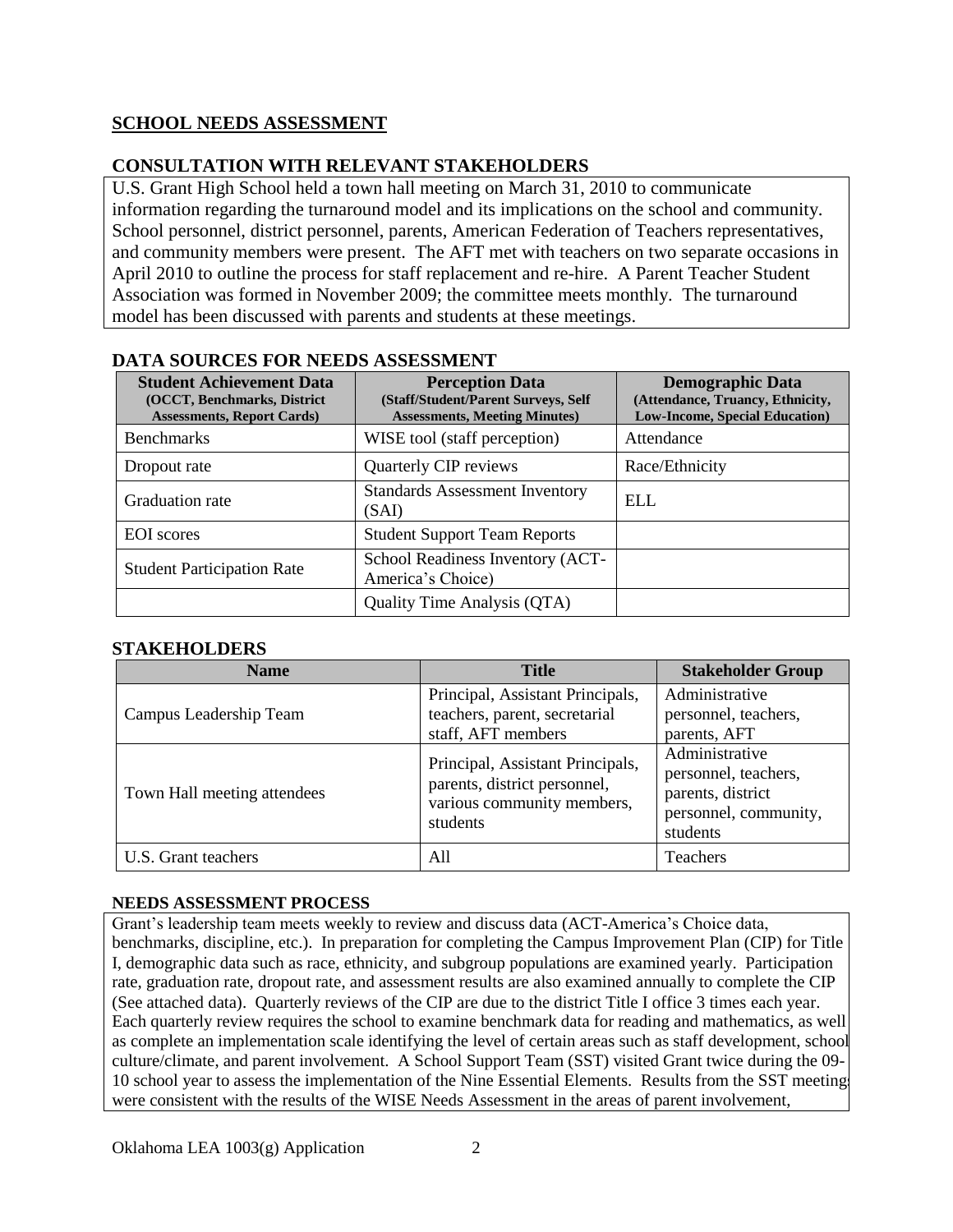## SCHOOL NEEDS ASSESSMENT

### CONSULTATION WITH RELEVANT STAKEHOLDERS

U.S. Grant High School held a town hall meeting on March 31, 2010 to communicate information regarding the turnaround model and its implications on the school and community. School personnel, district personnel, parents, American Federation of Teachers representatives, and community members were present. The AFT met with teachers on two separate occasions in April 2010 to outline the process for staff replacement and re-hire. A Parent Teacher Student Association was formed in November 2009; the committee meets monthly. The turnaround model has been discussed with parents and students at these meetings.

### DATA SOURCES FOR NEEDS ASSESSMENT

| **Student Achievement Data** (OCCT, Benchmarks, District Assessments, Report Cards) | **Perception Data** (Staff/Student/Parent Surveys, Self Assessments, Meeting Minutes) | **Demographic Data** (Attendance, Truancy, Ethnicity, Low-Income, Special Education) |
|---|---|---|
| Benchmarks | WISE tool (staff perception) | Attendance |
| Dropout rate | Quarterly CIP reviews | Race/Ethnicity |
| Graduation rate | Standards Assessment Inventory (SAI) | ELL |
| EOI scores | Student Support Team Reports | |
| Student Participation Rate | School Readiness Inventory (ACT-America's Choice) | |
| | Quality Time Analysis (QTA) | |

### STAKEHOLDERS

| Name | Title | Stakeholder Group |
|---|---|---|
| Campus Leadership Team | Principal, Assistant Principals, teachers, parent, secretarial staff, AFT members | Administrative personnel, teachers, parents, AFT |
| Town Hall meeting attendees | Principal, Assistant Principals, parents, district personnel, various community members, students | Administrative personnel, teachers, parents, district personnel, community, students |
| U.S. Grant teachers | All | Teachers |

#### NEEDS ASSESSMENT PROCESS

Grant's leadership team meets weekly to review and discuss data (ACT-America's Choice data, benchmarks, discipline, etc.). In preparation for completing the Campus Improvement Plan (CIP) for Title I, demographic data such as race, ethnicity, and subgroup populations are examined yearly. Participation rate, graduation rate, dropout rate, and assessment results are also examined annually to complete the CIP (See attached data). Quarterly reviews of the CIP are due to the district Title I office 3 times each year. Each quarterly review requires the school to examine benchmark data for reading and mathematics, as well as complete an implementation scale identifying the level of certain areas such as staff development, school culture/climate, and parent involvement. A School Support Team (SST) visited Grant twice during the 09-10 school year to assess the implementation of the Nine Essential Elements. Results from the SST meetings were consistent with the results of the WISE Needs Assessment in the areas of parent involvement,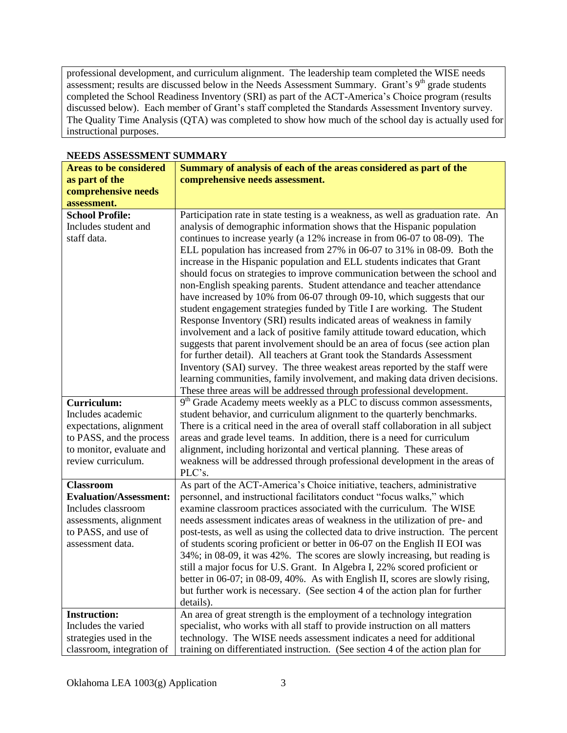professional development, and curriculum alignment. The leadership team completed the WISE needs assessment; results are discussed below in the Needs Assessment Summary. Grant's 9th grade students completed the School Readiness Inventory (SRI) as part of the ACT-America's Choice program (results discussed below). Each member of Grant's staff completed the Standards Assessment Inventory survey. The Quality Time Analysis (QTA) was completed to show how much of the school day is actually used for instructional purposes.

**NEEDS ASSESSMENT SUMMARY**

| **Areas to be considered as part of the comprehensive needs assessment.** | **Summary of analysis of each of the areas considered as part of the comprehensive needs assessment.** |
|---|---|
| **School Profile:** Includes student and staff data. | Participation rate in state testing is a weakness, as well as graduation rate. An analysis of demographic information shows that the Hispanic population continues to increase yearly (a 12% increase in from 06-07 to 08-09). The ELL population has increased from 27% in 06-07 to 31% in 08-09. Both the increase in the Hispanic population and ELL students indicates that Grant should focus on strategies to improve communication between the school and non-English speaking parents. Student attendance and teacher attendance have increased by 10% from 06-07 through 09-10, which suggests that our student engagement strategies funded by Title I are working. The Student Response Inventory (SRI) results indicated areas of weakness in family involvement and a lack of positive family attitude toward education, which suggests that parent involvement should be an area of focus (see action plan for further detail). All teachers at Grant took the Standards Assessment Inventory (SAI) survey. The three weakest areas reported by the staff were learning communities, family involvement, and making data driven decisions. These three areas will be addressed through professional development. |
| **Curriculum:** Includes academic expectations, alignment to PASS, and the process to monitor, evaluate and review curriculum. | 9th Grade Academy meets weekly as a PLC to discuss common assessments, student behavior, and curriculum alignment to the quarterly benchmarks. There is a critical need in the area of overall staff collaboration in all subject areas and grade level teams. In addition, there is a need for curriculum alignment, including horizontal and vertical planning. These areas of weakness will be addressed through professional development in the areas of PLC's. |
| **Classroom Evaluation/Assessment:** Includes classroom assessments, alignment to PASS, and use of assessment data. | As part of the ACT-America's Choice initiative, teachers, administrative personnel, and instructional facilitators conduct "focus walks," which examine classroom practices associated with the curriculum. The WISE needs assessment indicates areas of weakness in the utilization of pre- and post-tests, as well as using the collected data to drive instruction. The percent of students scoring proficient or better in 06-07 on the English II EOI was 34%; in 08-09, it was 42%. The scores are slowly increasing, but reading is still a major focus for U.S. Grant. In Algebra I, 22% scored proficient or better in 06-07; in 08-09, 40%. As with English II, scores are slowly rising, but further work is necessary. (See section 4 of the action plan for further details). |
| **Instruction:** Includes the varied strategies used in the classroom, integration of | An area of great strength is the employment of a technology integration specialist, who works with all staff to provide instruction on all matters technology. The WISE needs assessment indicates a need for additional training on differentiated instruction. (See section 4 of the action plan for |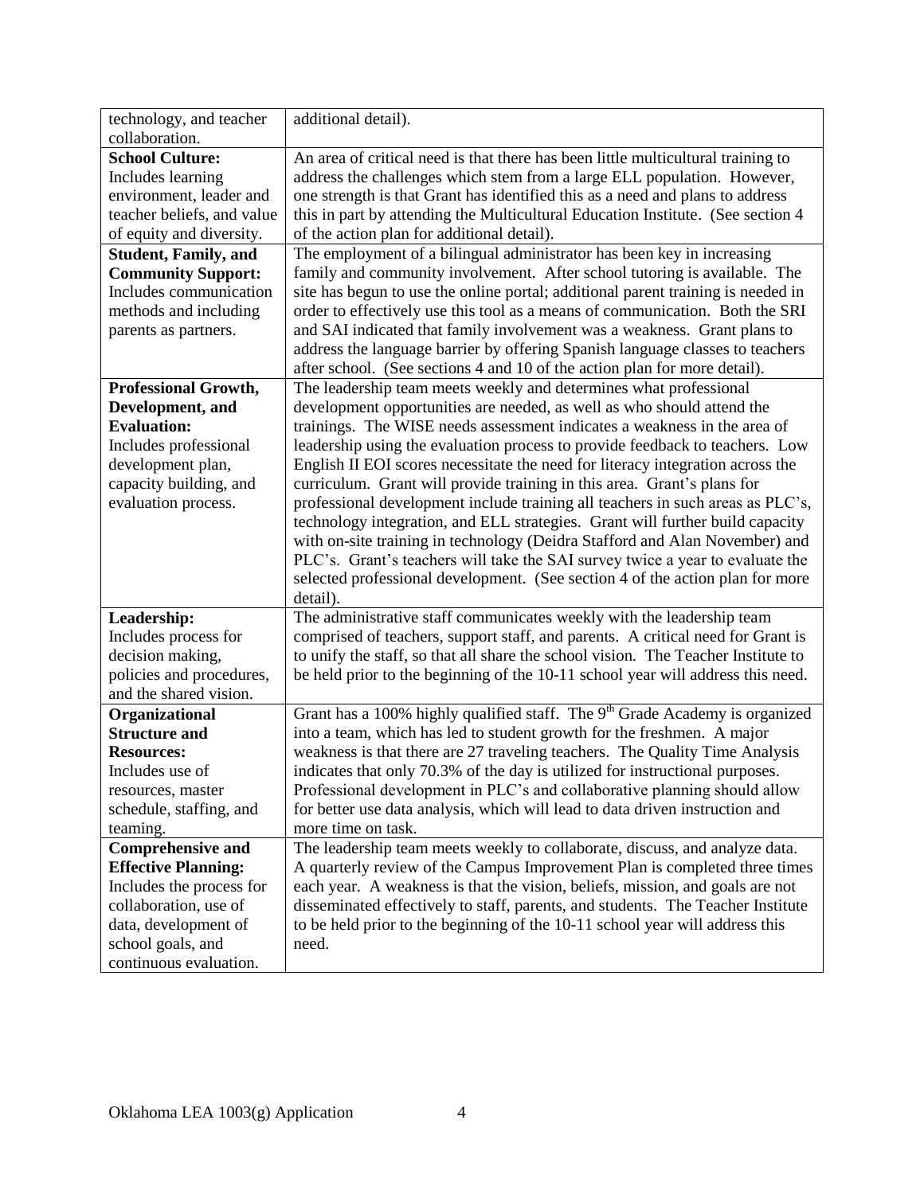| | |
|---|---|
| technology, and teacher collaboration. | additional detail). |
| **School Culture:** Includes learning environment, leader and teacher beliefs, and value of equity and diversity. | An area of critical need is that there has been little multicultural training to address the challenges which stem from a large ELL population. However, one strength is that Grant has identified this as a need and plans to address this in part by attending the Multicultural Education Institute. (See section 4 of the action plan for additional detail). |
| **Student, Family, and Community Support:** Includes communication methods and including parents as partners. | The employment of a bilingual administrator has been key in increasing family and community involvement. After school tutoring is available. The site has begun to use the online portal; additional parent training is needed in order to effectively use this tool as a means of communication. Both the SRI and SAI indicated that family involvement was a weakness. Grant plans to address the language barrier by offering Spanish language classes to teachers after school. (See sections 4 and 10 of the action plan for more detail). |
| **Professional Growth, Development, and Evaluation:** Includes professional development plan, capacity building, and evaluation process. | The leadership team meets weekly and determines what professional development opportunities are needed, as well as who should attend the trainings. The WISE needs assessment indicates a weakness in the area of leadership using the evaluation process to provide feedback to teachers. Low English II EOI scores necessitate the need for literacy integration across the curriculum. Grant will provide training in this area. Grant's plans for professional development include training all teachers in such areas as PLC's, technology integration, and ELL strategies. Grant will further build capacity with on-site training in technology (Deidra Stafford and Alan November) and PLC's. Grant's teachers will take the SAI survey twice a year to evaluate the selected professional development. (See section 4 of the action plan for more detail). |
| **Leadership:** Includes process for decision making, policies and procedures, and the shared vision. | The administrative staff communicates weekly with the leadership team comprised of teachers, support staff, and parents. A critical need for Grant is to unify the staff, so that all share the school vision. The Teacher Institute to be held prior to the beginning of the 10-11 school year will address this need. |
| **Organizational Structure and Resources:** Includes use of resources, master schedule, staffing, and teaming. | Grant has a 100% highly qualified staff. The 9th Grade Academy is organized into a team, which has led to student growth for the freshmen. A major weakness is that there are 27 traveling teachers. The Quality Time Analysis indicates that only 70.3% of the day is utilized for instructional purposes. Professional development in PLC's and collaborative planning should allow for better use data analysis, which will lead to data driven instruction and more time on task. |
| **Comprehensive and Effective Planning:** Includes the process for collaboration, use of data, development of school goals, and continuous evaluation. | The leadership team meets weekly to collaborate, discuss, and analyze data. A quarterly review of the Campus Improvement Plan is completed three times each year. A weakness is that the vision, beliefs, mission, and goals are not disseminated effectively to staff, parents, and students. The Teacher Institute to be held prior to the beginning of the 10-11 school year will address this need. |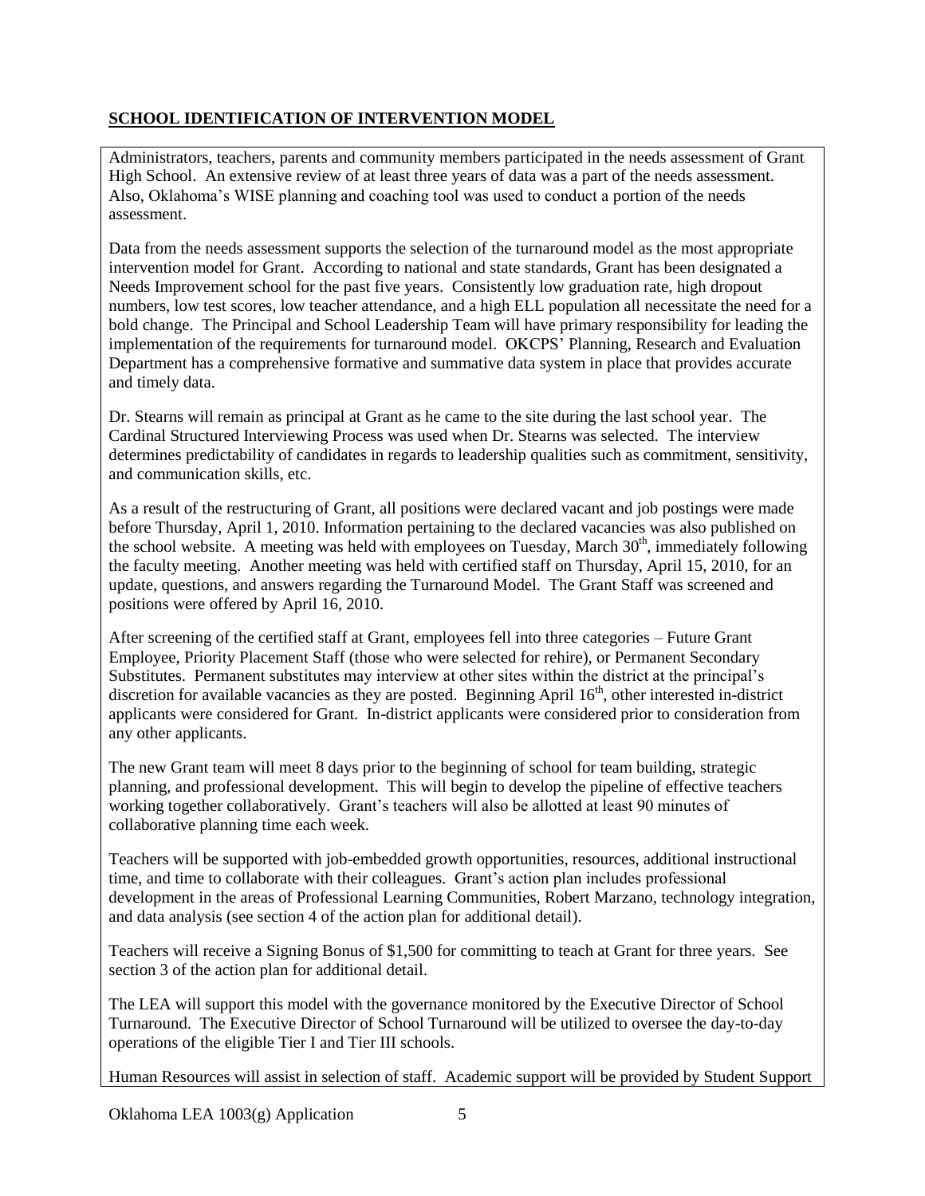## SCHOOL IDENTIFICATION OF INTERVENTION MODEL

Administrators, teachers, parents and community members participated in the needs assessment of Grant High School. An extensive review of at least three years of data was a part of the needs assessment. Also, Oklahoma's WISE planning and coaching tool was used to conduct a portion of the needs assessment.

Data from the needs assessment supports the selection of the turnaround model as the most appropriate intervention model for Grant. According to national and state standards, Grant has been designated a Needs Improvement school for the past five years. Consistently low graduation rate, high dropout numbers, low test scores, low teacher attendance, and a high ELL population all necessitate the need for a bold change. The Principal and School Leadership Team will have primary responsibility for leading the implementation of the requirements for turnaround model. OKCPS' Planning, Research and Evaluation Department has a comprehensive formative and summative data system in place that provides accurate and timely data.

Dr. Stearns will remain as principal at Grant as he came to the site during the last school year. The Cardinal Structured Interviewing Process was used when Dr. Stearns was selected. The interview determines predictability of candidates in regards to leadership qualities such as commitment, sensitivity, and communication skills, etc.

As a result of the restructuring of Grant, all positions were declared vacant and job postings were made before Thursday, April 1, 2010. Information pertaining to the declared vacancies was also published on the school website. A meeting was held with employees on Tuesday, March 30th, immediately following the faculty meeting. Another meeting was held with certified staff on Thursday, April 15, 2010, for an update, questions, and answers regarding the Turnaround Model. The Grant Staff was screened and positions were offered by April 16, 2010.

After screening of the certified staff at Grant, employees fell into three categories – Future Grant Employee, Priority Placement Staff (those who were selected for rehire), or Permanent Secondary Substitutes. Permanent substitutes may interview at other sites within the district at the principal's discretion for available vacancies as they are posted. Beginning April 16th, other interested in-district applicants were considered for Grant. In-district applicants were considered prior to consideration from any other applicants.

The new Grant team will meet 8 days prior to the beginning of school for team building, strategic planning, and professional development. This will begin to develop the pipeline of effective teachers working together collaboratively. Grant's teachers will also be allotted at least 90 minutes of collaborative planning time each week.

Teachers will be supported with job-embedded growth opportunities, resources, additional instructional time, and time to collaborate with their colleagues. Grant's action plan includes professional development in the areas of Professional Learning Communities, Robert Marzano, technology integration, and data analysis (see section 4 of the action plan for additional detail).

Teachers will receive a Signing Bonus of $1,500 for committing to teach at Grant for three years. See section 3 of the action plan for additional detail.

The LEA will support this model with the governance monitored by the Executive Director of School Turnaround. The Executive Director of School Turnaround will be utilized to oversee the day-to-day operations of the eligible Tier I and Tier III schools.

Human Resources will assist in selection of staff. Academic support will be provided by Student Support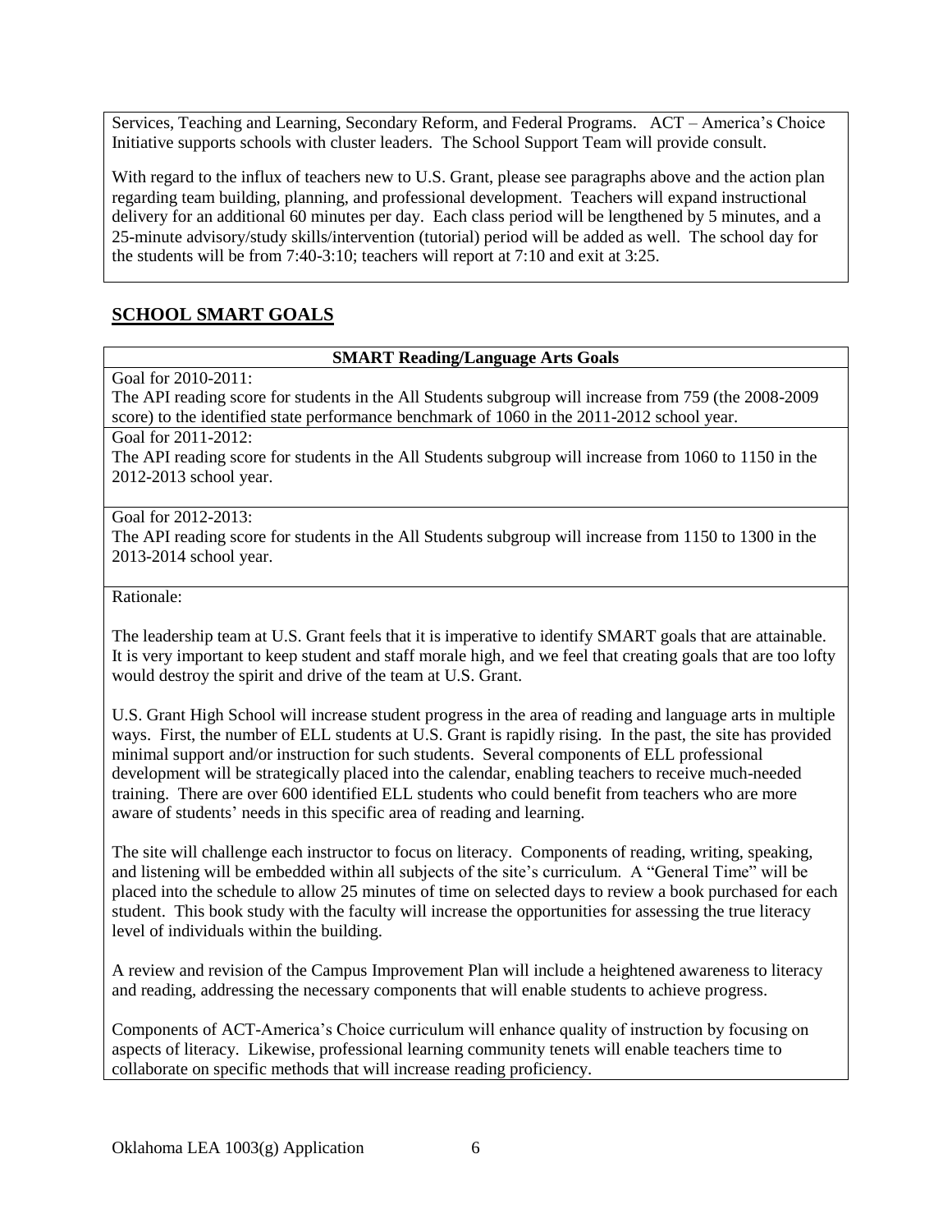Services, Teaching and Learning, Secondary Reform, and Federal Programs. ACT – America's Choice Initiative supports schools with cluster leaders. The School Support Team will provide consult.

With regard to the influx of teachers new to U.S. Grant, please see paragraphs above and the action plan regarding team building, planning, and professional development. Teachers will expand instructional delivery for an additional 60 minutes per day. Each class period will be lengthened by 5 minutes, and a 25-minute advisory/study skills/intervention (tutorial) period will be added as well. The school day for the students will be from 7:40-3:10; teachers will report at 7:10 and exit at 3:25.

## SCHOOL SMART GOALS

### SMART Reading/Language Arts Goals

Goal for 2010-2011:
The API reading score for students in the All Students subgroup will increase from 759 (the 2008-2009 score) to the identified state performance benchmark of 1060 in the 2011-2012 school year.

Goal for 2011-2012:
The API reading score for students in the All Students subgroup will increase from 1060 to 1150 in the 2012-2013 school year.

Goal for 2012-2013:
The API reading score for students in the All Students subgroup will increase from 1150 to 1300 in the 2013-2014 school year.

Rationale:

The leadership team at U.S. Grant feels that it is imperative to identify SMART goals that are attainable. It is very important to keep student and staff morale high, and we feel that creating goals that are too lofty would destroy the spirit and drive of the team at U.S. Grant.

U.S. Grant High School will increase student progress in the area of reading and language arts in multiple ways. First, the number of ELL students at U.S. Grant is rapidly rising. In the past, the site has provided minimal support and/or instruction for such students. Several components of ELL professional development will be strategically placed into the calendar, enabling teachers to receive much-needed training. There are over 600 identified ELL students who could benefit from teachers who are more aware of students' needs in this specific area of reading and learning.

The site will challenge each instructor to focus on literacy. Components of reading, writing, speaking, and listening will be embedded within all subjects of the site's curriculum. A "General Time" will be placed into the schedule to allow 25 minutes of time on selected days to review a book purchased for each student. This book study with the faculty will increase the opportunities for assessing the true literacy level of individuals within the building.

A review and revision of the Campus Improvement Plan will include a heightened awareness to literacy and reading, addressing the necessary components that will enable students to achieve progress.

Components of ACT-America's Choice curriculum will enhance quality of instruction by focusing on aspects of literacy. Likewise, professional learning community tenets will enable teachers time to collaborate on specific methods that will increase reading proficiency.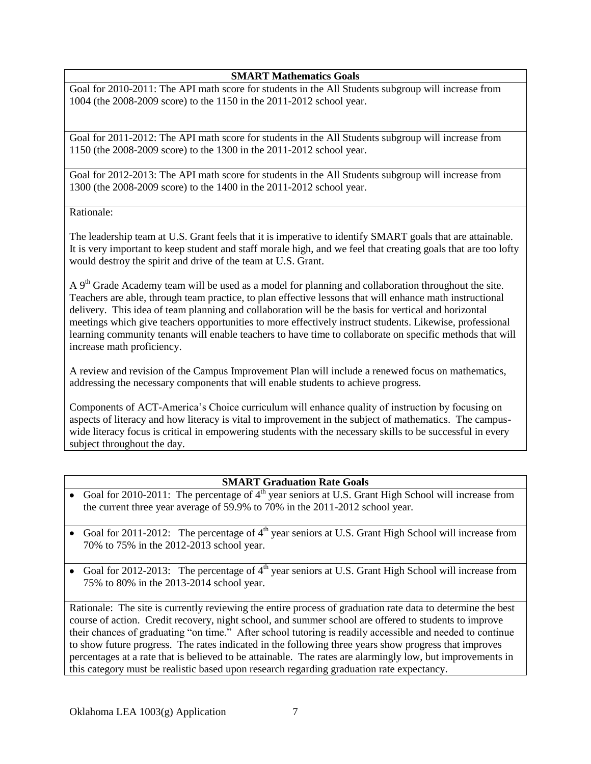**SMART Mathematics Goals**

Goal for 2010-2011: The API math score for students in the All Students subgroup will increase from 1004 (the 2008-2009 score) to the 1150 in the 2011-2012 school year.

Goal for 2011-2012: The API math score for students in the All Students subgroup will increase from 1150 (the 2008-2009 score) to the 1300 in the 2011-2012 school year.

Goal for 2012-2013: The API math score for students in the All Students subgroup will increase from 1300 (the 2008-2009 score) to the 1400 in the 2011-2012 school year.

Rationale:

The leadership team at U.S. Grant feels that it is imperative to identify SMART goals that are attainable. It is very important to keep student and staff morale high, and we feel that creating goals that are too lofty would destroy the spirit and drive of the team at U.S. Grant.

A 9th Grade Academy team will be used as a model for planning and collaboration throughout the site. Teachers are able, through team practice, to plan effective lessons that will enhance math instructional delivery. This idea of team planning and collaboration will be the basis for vertical and horizontal meetings which give teachers opportunities to more effectively instruct students. Likewise, professional learning community tenants will enable teachers to have time to collaborate on specific methods that will increase math proficiency.

A review and revision of the Campus Improvement Plan will include a renewed focus on mathematics, addressing the necessary components that will enable students to achieve progress.

Components of ACT-America's Choice curriculum will enhance quality of instruction by focusing on aspects of literacy and how literacy is vital to improvement in the subject of mathematics. The campus-wide literacy focus is critical in empowering students with the necessary skills to be successful in every subject throughout the day.

**SMART Graduation Rate Goals**

- Goal for 2010-2011: The percentage of 4th year seniors at U.S. Grant High School will increase from the current three year average of 59.9% to 70% in the 2011-2012 school year.
- Goal for 2011-2012: The percentage of 4th year seniors at U.S. Grant High School will increase from 70% to 75% in the 2012-2013 school year.
- Goal for 2012-2013: The percentage of 4th year seniors at U.S. Grant High School will increase from 75% to 80% in the 2013-2014 school year.

Rationale: The site is currently reviewing the entire process of graduation rate data to determine the best course of action. Credit recovery, night school, and summer school are offered to students to improve their chances of graduating "on time." After school tutoring is readily accessible and needed to continue to show future progress. The rates indicated in the following three years show progress that improves percentages at a rate that is believed to be attainable. The rates are alarmingly low, but improvements in this category must be realistic based upon research regarding graduation rate expectancy.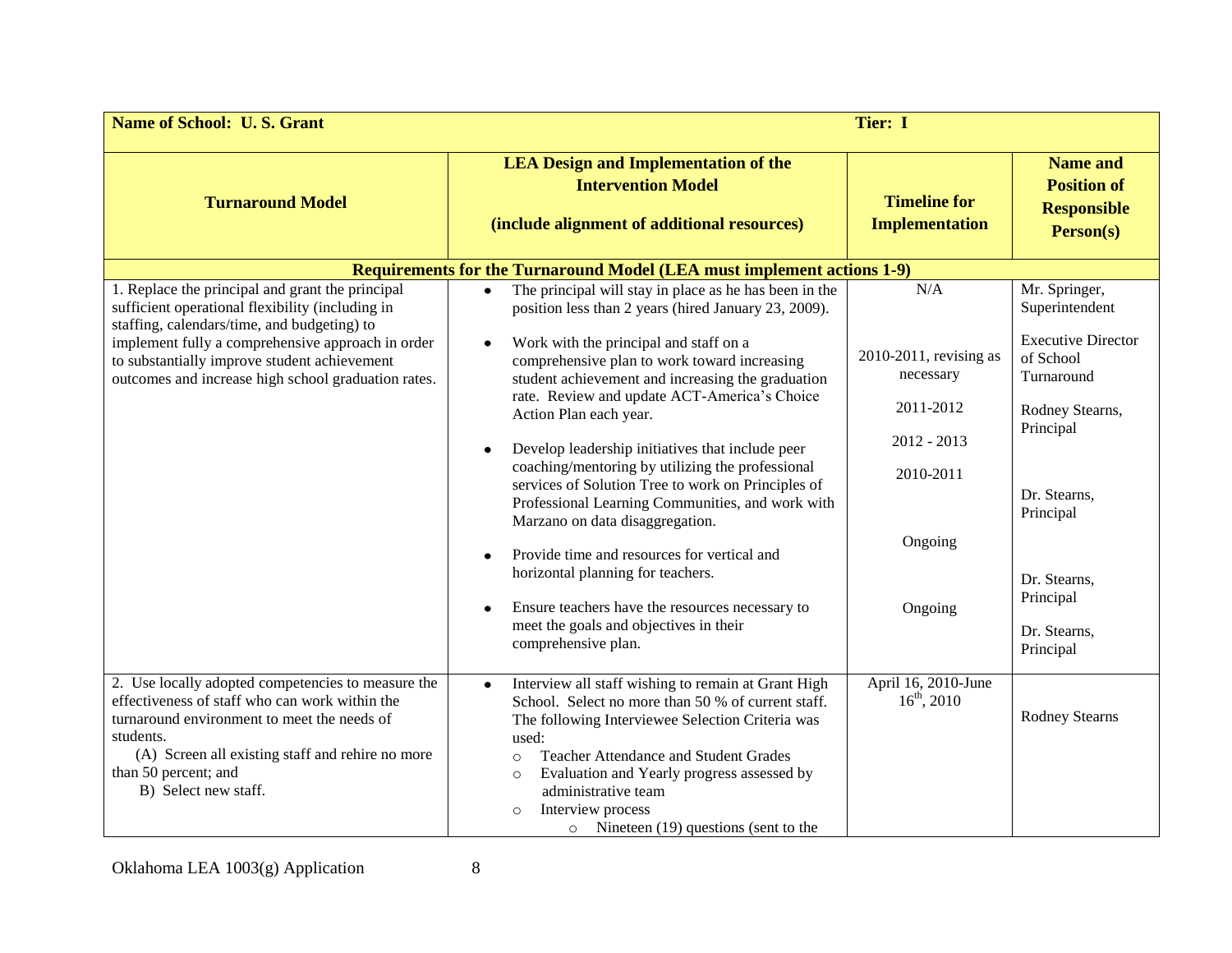| Name of School: U. S. Grant | | Tier: I | |
|---|---|---|---|
| **Turnaround Model** | **LEA Design and Implementation of the Intervention Model (include alignment of additional resources)** | **Timeline for Implementation** | **Name and Position of Responsible Person(s)** |
| **Requirements for the Turnaround Model (LEA must implement actions 1-9)** | | | |
| 1. Replace the principal and grant the principal sufficient operational flexibility (including in staffing, calendars/time, and budgeting) to implement fully a comprehensive approach in order to substantially improve student achievement outcomes and increase high school graduation rates. | • The principal will stay in place as he has been in the position less than 2 years (hired January 23, 2009).<br>• Work with the principal and staff on a comprehensive plan to work toward increasing student achievement and increasing the graduation rate. Review and update ACT-America's Choice Action Plan each year.<br>• Develop leadership initiatives that include peer coaching/mentoring by utilizing the professional services of Solution Tree to work on Principles of Professional Learning Communities, and work with Marzano on data disaggregation.<br>• Provide time and resources for vertical and horizontal planning for teachers.<br>• Ensure teachers have the resources necessary to meet the goals and objectives in their comprehensive plan. | N/A<br><br>2010-2011, revising as necessary<br><br>2011-2012<br><br>2012 - 2013<br><br>2010-2011<br><br>Ongoing<br><br>Ongoing | Mr. Springer, Superintendent<br><br>Executive Director of School Turnaround<br><br>Rodney Stearns, Principal<br><br>Dr. Stearns, Principal<br><br>Dr. Stearns, Principal<br><br>Dr. Stearns, Principal |
| 2. Use locally adopted competencies to measure the effectiveness of staff who can work within the turnaround environment to meet the needs of students.<br>(A) Screen all existing staff and rehire no more than 50 percent; and<br>B) Select new staff. | • Interview all staff wishing to remain at Grant High School. Select no more than 50 % of current staff. The following Interviewee Selection Criteria was used:<br>○ Teacher Attendance and Student Grades<br>○ Evaluation and Yearly progress assessed by administrative team<br>○ Interview process<br>○ Nineteen (19) questions (sent to the | April 16, 2010-June 16th, 2010 | Rodney Stearns |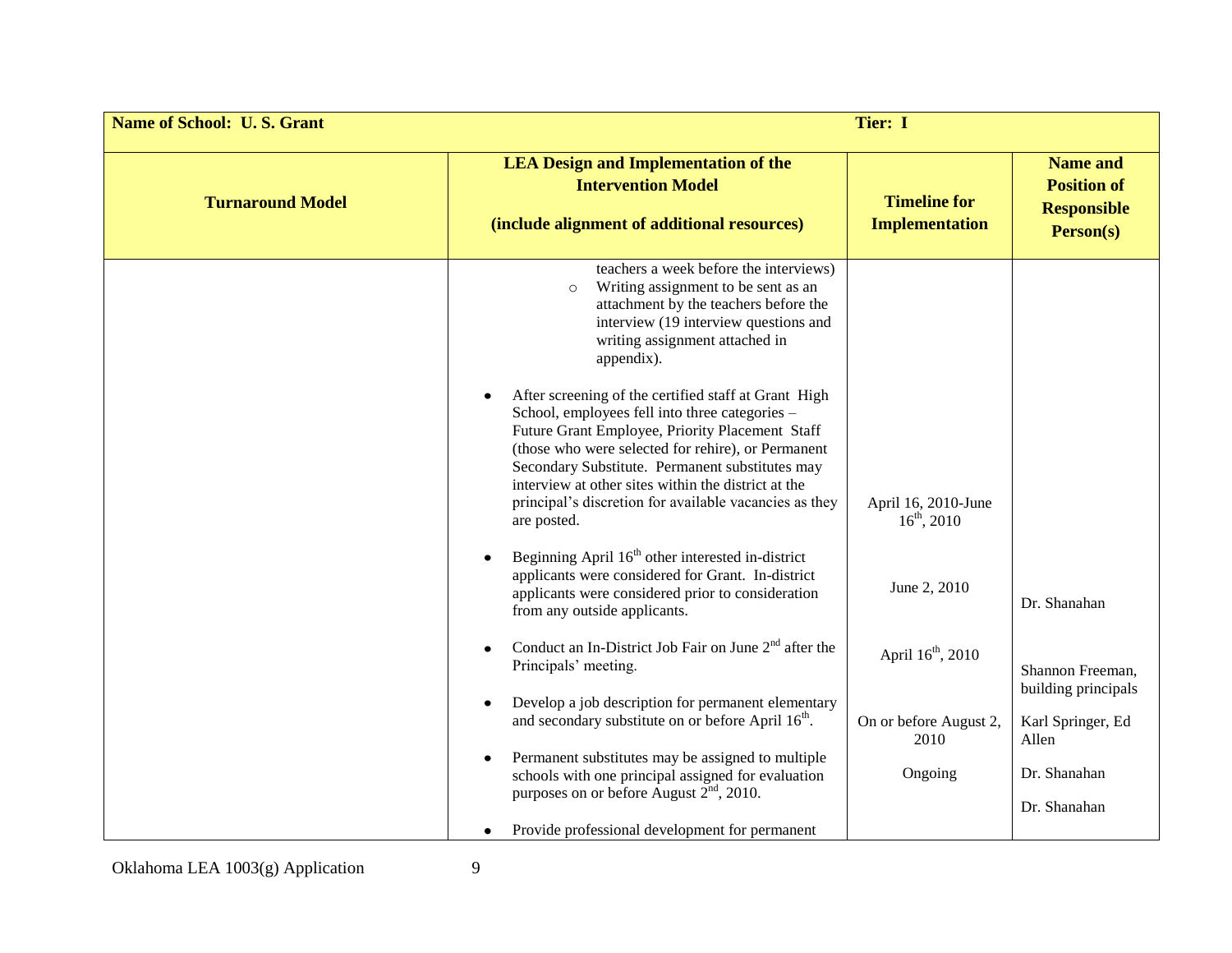| Name of School: U. S. Grant | | Tier: I | |
|---|---|---|---|
| **Turnaround Model** | **LEA Design and Implementation of the Intervention Model (include alignment of additional resources)** | **Timeline for Implementation** | **Name and Position of Responsible Person(s)** |
| | teachers a week before the interviews)<br>○ Writing assignment to be sent as an attachment by the teachers before the interview (19 interview questions and writing assignment attached in appendix).<br><br>• After screening of the certified staff at Grant High School, employees fell into three categories – Future Grant Employee, Priority Placement Staff (those who were selected for rehire), or Permanent Secondary Substitute. Permanent substitutes may interview at other sites within the district at the principal's discretion for available vacancies as they are posted.<br><br>• Beginning April 16th other interested in-district applicants were considered for Grant. In-district applicants were considered prior to consideration from any outside applicants.<br><br>• Conduct an In-District Job Fair on June 2nd after the Principals' meeting.<br><br>• Develop a job description for permanent elementary and secondary substitute on or before April 16th.<br><br>• Permanent substitutes may be assigned to multiple schools with one principal assigned for evaluation purposes on or before August 2nd, 2010.<br><br>• Provide professional development for permanent | April 16, 2010-June 16th, 2010<br><br>June 2, 2010<br><br>April 16th, 2010<br><br>On or before August 2, 2010<br><br>Ongoing | Dr. Shanahan<br><br>Shannon Freeman, building principals<br><br>Karl Springer, Ed Allen<br><br>Dr. Shanahan<br><br>Dr. Shanahan |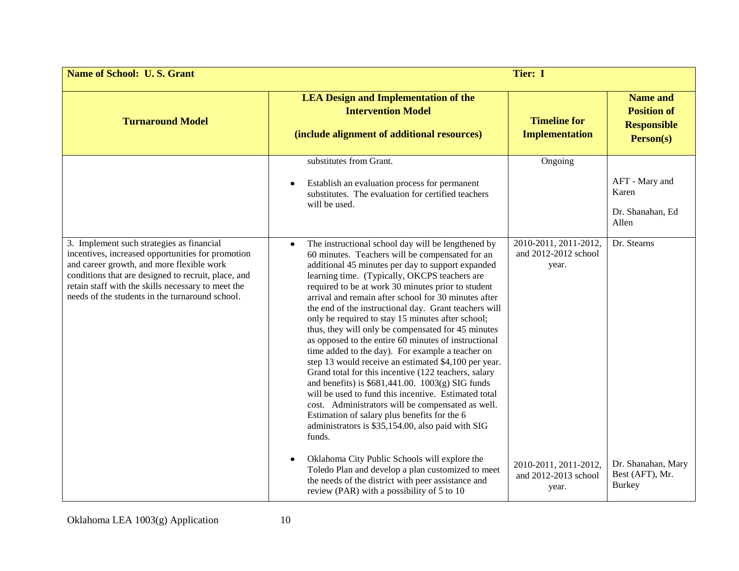| Name of School: U. S. Grant | | Tier: I | |
|---|---|---|---|
| **Turnaround Model** | **LEA Design and Implementation of the Intervention Model (include alignment of additional resources)** | **Timeline for Implementation** | **Name and Position of Responsible Person(s)** |
| | substitutes from Grant.<br><br>• Establish an evaluation process for permanent substitutes. The evaluation for certified teachers will be used. | Ongoing | AFT - Mary and Karen<br><br>Dr. Shanahan, Ed Allen |
| 3. Implement such strategies as financial incentives, increased opportunities for promotion and career growth, and more flexible work conditions that are designed to recruit, place, and retain staff with the skills necessary to meet the needs of the students in the turnaround school. | • The instructional school day will be lengthened by 60 minutes. Teachers will be compensated for an additional 45 minutes per day to support expanded learning time. (Typically, OKCPS teachers are required to be at work 30 minutes prior to student arrival and remain after school for 30 minutes after the end of the instructional day. Grant teachers will only be required to stay 15 minutes after school; thus, they will only be compensated for 45 minutes as opposed to the entire 60 minutes of instructional time added to the day). For example a teacher on step 13 would receive an estimated $4,100 per year. Grand total for this incentive (122 teachers, salary and benefits) is $681,441.00. 1003(g) SIG funds will be used to fund this incentive. Estimated total cost. Administrators will be compensated as well. Estimation of salary plus benefits for the 6 administrators is $35,154.00, also paid with SIG funds. | 2010-2011, 2011-2012, and 2012-2012 school year. | Dr. Stearns |
| | • Oklahoma City Public Schools will explore the Toledo Plan and develop a plan customized to meet the needs of the district with peer assistance and review (PAR) with a possibility of 5 to 10 | 2010-2011, 2011-2012, and 2012-2013 school year. | Dr. Shanahan, Mary Best (AFT), Mr. Burkey |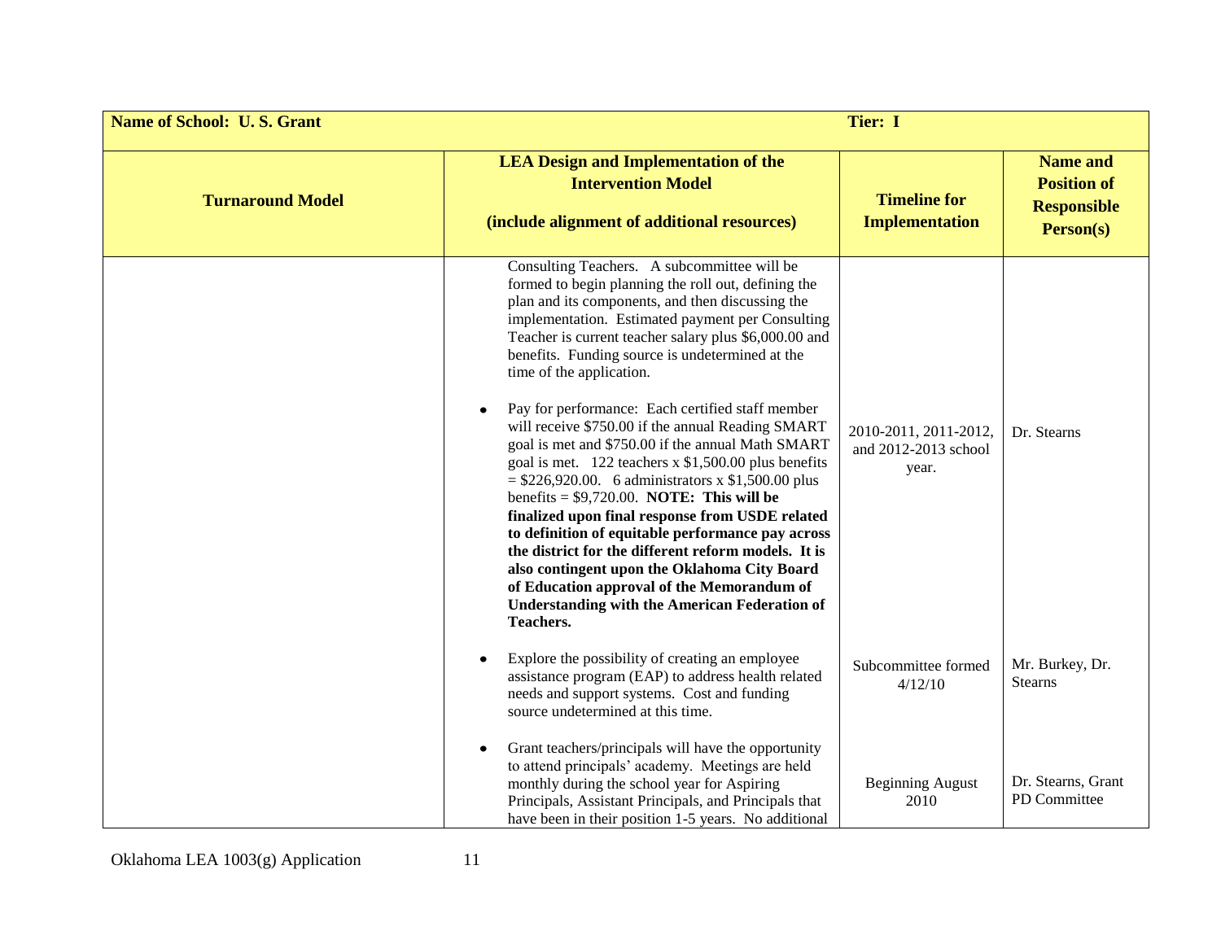| Name of School: U. S. Grant | | Tier: I | |
|---|---|---|---|
| **Turnaround Model** | **LEA Design and Implementation of the Intervention Model (include alignment of additional resources)** | **Timeline for Implementation** | **Name and Position of Responsible Person(s)** |
| | Consulting Teachers. A subcommittee will be formed to begin planning the roll out, defining the plan and its components, and then discussing the implementation. Estimated payment per Consulting Teacher is current teacher salary plus $6,000.00 and benefits. Funding source is undetermined at the time of the application. | | |
| | • Pay for performance: Each certified staff member will receive $750.00 if the annual Reading SMART goal is met and $750.00 if the annual Math SMART goal is met. 122 teachers x $1,500.00 plus benefits = $226,920.00. 6 administrators x $1,500.00 plus benefits = $9,720.00. **NOTE: This will be finalized upon final response from USDE related to definition of equitable performance pay across the district for the different reform models. It is also contingent upon the Oklahoma City Board of Education approval of the Memorandum of Understanding with the American Federation of Teachers.** | 2010-2011, 2011-2012, and 2012-2013 school year. | Dr. Stearns |
| | • Explore the possibility of creating an employee assistance program (EAP) to address health related needs and support systems. Cost and funding source undetermined at this time. | Subcommittee formed 4/12/10 | Mr. Burkey, Dr. Stearns |
| | • Grant teachers/principals will have the opportunity to attend principals' academy. Meetings are held monthly during the school year for Aspiring Principals, Assistant Principals, and Principals that have been in their position 1-5 years. No additional | Beginning August 2010 | Dr. Stearns, Grant PD Committee |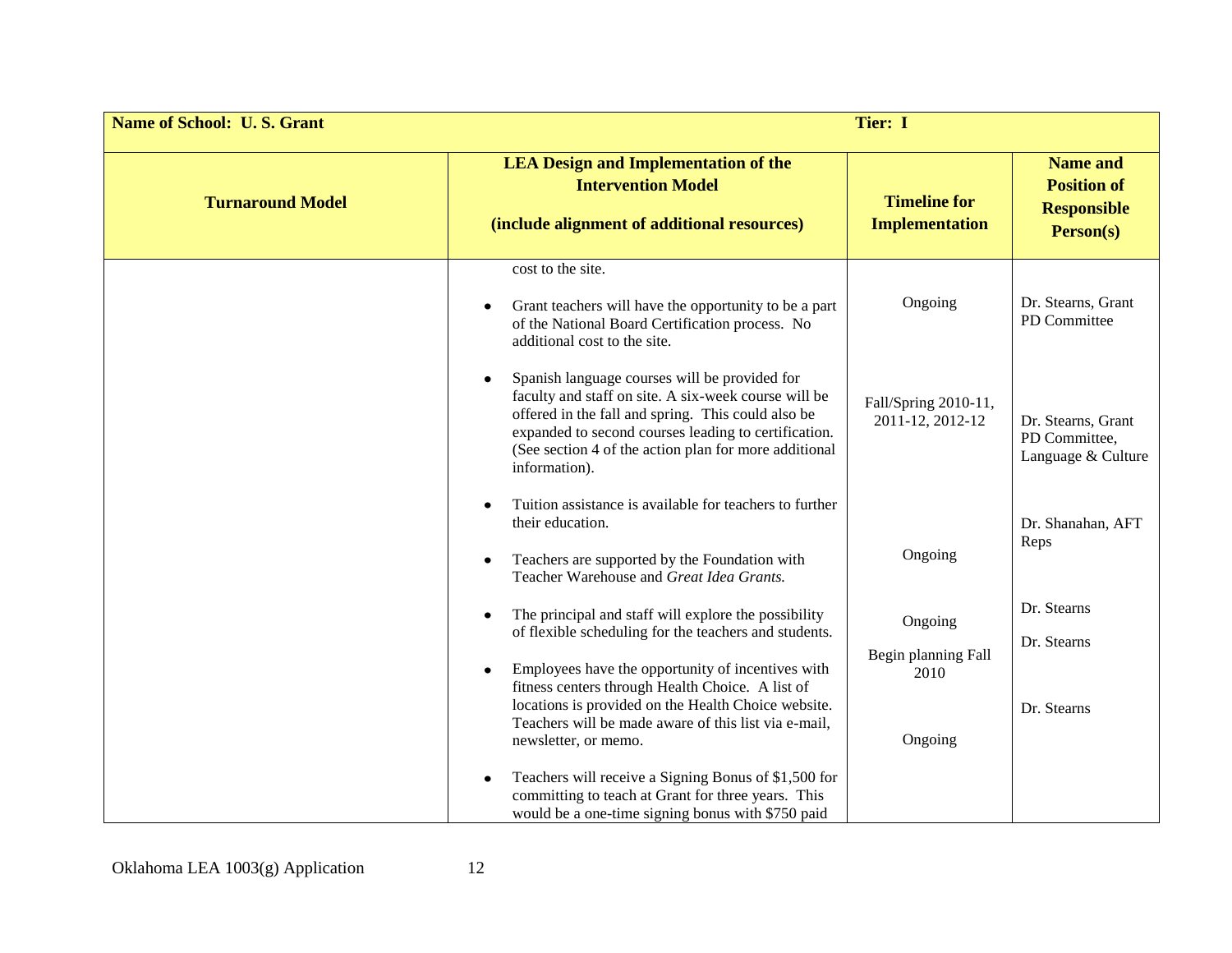| Name of School: U. S. Grant | | Tier: I | |
|---|---|---|---|
| **Turnaround Model** | **LEA Design and Implementation of the Intervention Model (include alignment of additional resources)** | **Timeline for Implementation** | **Name and Position of Responsible Person(s)** |
| | cost to the site. | | |
| | • Grant teachers will have the opportunity to be a part of the National Board Certification process. No additional cost to the site. | Ongoing | Dr. Stearns, Grant PD Committee |
| | • Spanish language courses will be provided for faculty and staff on site. A six-week course will be offered in the fall and spring. This could also be expanded to second courses leading to certification. (See section 4 of the action plan for more additional information). | Fall/Spring 2010-11, 2011-12, 2012-12 | Dr. Stearns, Grant PD Committee, Language & Culture |
| | • Tuition assistance is available for teachers to further their education. | Ongoing | Dr. Shanahan, AFT Reps |
| | • Teachers are supported by the Foundation with Teacher Warehouse and *Great Idea Grants.* | Ongoing | Dr. Stearns |
| | • The principal and staff will explore the possibility of flexible scheduling for the teachers and students. | Begin planning Fall 2010 | Dr. Stearns |
| | • Employees have the opportunity of incentives with fitness centers through Health Choice. A list of locations is provided on the Health Choice website. Teachers will be made aware of this list via e-mail, newsletter, or memo. | Ongoing | Dr. Stearns |
| | • Teachers will receive a Signing Bonus of $1,500 for committing to teach at Grant for three years. This would be a one-time signing bonus with $750 paid | | |

Oklahoma LEA 1003(g) Application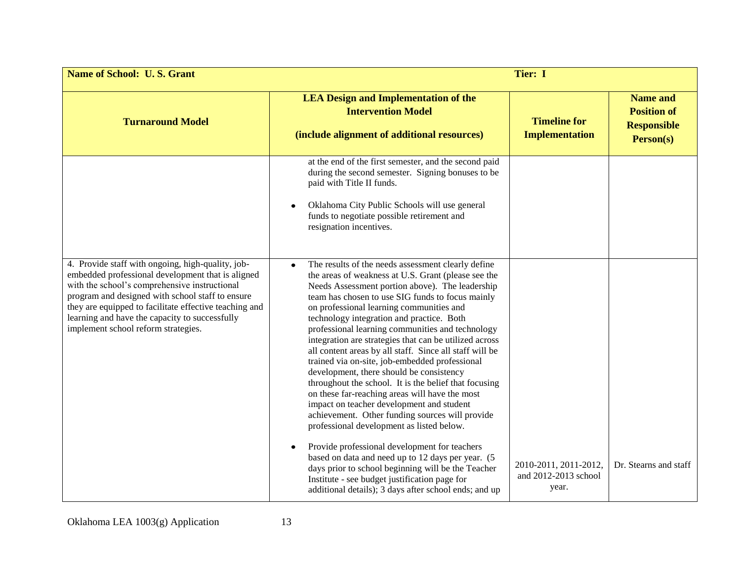| Name of School: U. S. Grant | | Tier: I | |
|---|---|---|---|
| **Turnaround Model** | **LEA Design and Implementation of the Intervention Model (include alignment of additional resources)** | **Timeline for Implementation** | **Name and Position of Responsible Person(s)** |
| | at the end of the first semester, and the second paid during the second semester. Signing bonuses to be paid with Title II funds.<br><br>• Oklahoma City Public Schools will use general funds to negotiate possible retirement and resignation incentives. | | |
| 4. Provide staff with ongoing, high-quality, job-embedded professional development that is aligned with the school's comprehensive instructional program and designed with school staff to ensure they are equipped to facilitate effective teaching and learning and have the capacity to successfully implement school reform strategies. | • The results of the needs assessment clearly define the areas of weakness at U.S. Grant (please see the Needs Assessment portion above). The leadership team has chosen to use SIG funds to focus mainly on professional learning communities and technology integration and practice. Both professional learning communities and technology integration are strategies that can be utilized across all content areas by all staff. Since all staff will be trained via on-site, job-embedded professional development, there should be consistency throughout the school. It is the belief that focusing on these far-reaching areas will have the most impact on teacher development and student achievement. Other funding sources will provide professional development as listed below.<br><br>• Provide professional development for teachers based on data and need up to 12 days per year. (5 days prior to school beginning will be the Teacher Institute - see budget justification page for additional details); 3 days after school ends; and up | 2010-2011, 2011-2012, and 2012-2013 school year. | Dr. Stearns and staff |

Oklahoma LEA 1003(g) Application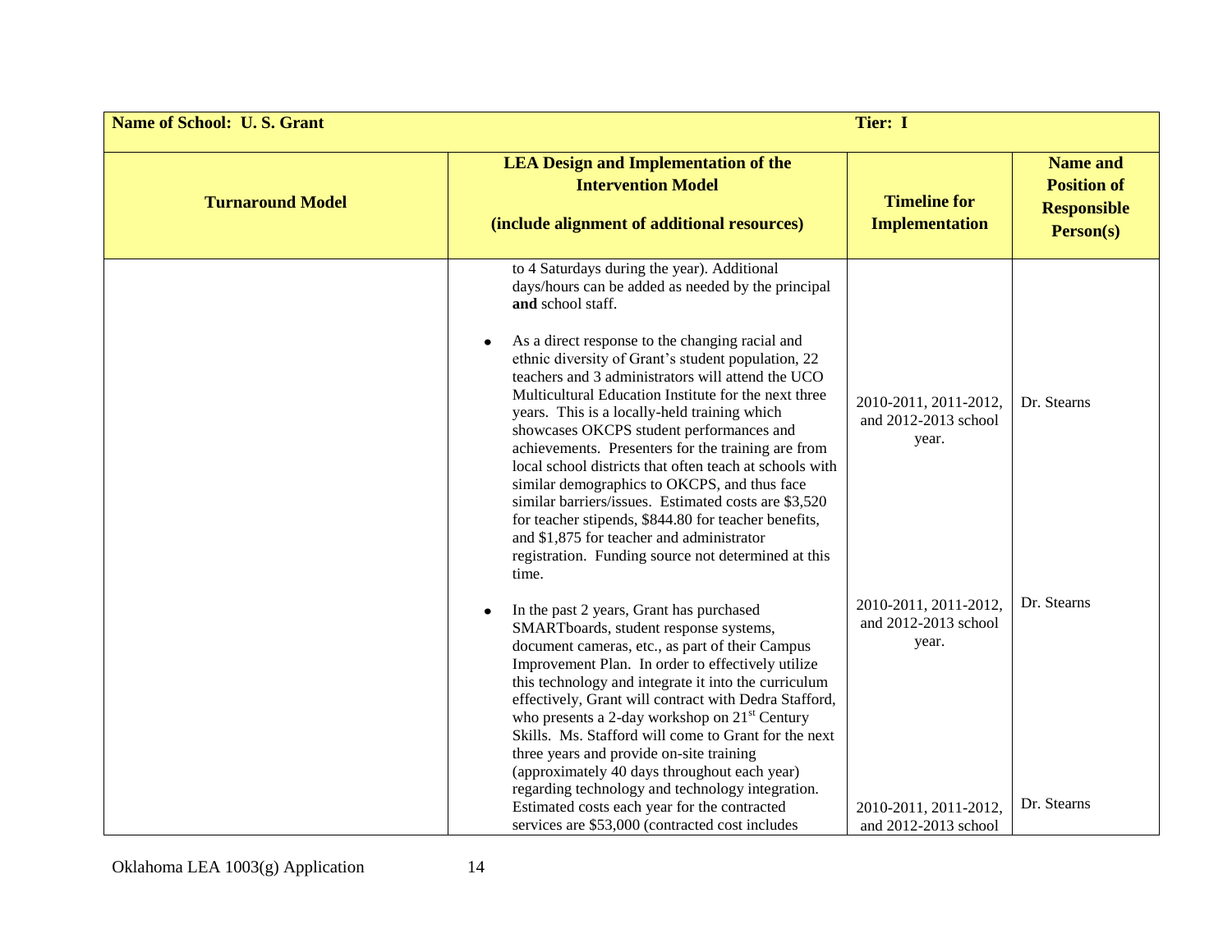| **Name of School: U. S. Grant** | **Tier: I** | | |
|---|---|---|---|
| **Turnaround Model** | **LEA Design and Implementation of the Intervention Model (include alignment of additional resources)** | **Timeline for Implementation** | **Name and Position of Responsible Person(s)** |
| | to 4 Saturdays during the year). Additional days/hours can be added as needed by the principal **and** school staff. | | |
| | • As a direct response to the changing racial and ethnic diversity of Grant's student population, 22 teachers and 3 administrators will attend the UCO Multicultural Education Institute for the next three years. This is a locally-held training which showcases OKCPS student performances and achievements. Presenters for the training are from local school districts that often teach at schools with similar demographics to OKCPS, and thus face similar barriers/issues. Estimated costs are $3,520 for teacher stipends, $844.80 for teacher benefits, and $1,875 for teacher and administrator registration. Funding source not determined at this time. | 2010-2011, 2011-2012, and 2012-2013 school year. | Dr. Stearns |
| | • In the past 2 years, Grant has purchased SMARTboards, student response systems, document cameras, etc., as part of their Campus Improvement Plan. In order to effectively utilize this technology and integrate it into the curriculum effectively, Grant will contract with Dedra Stafford, who presents a 2-day workshop on 21st Century Skills. Ms. Stafford will come to Grant for the next three years and provide on-site training (approximately 40 days throughout each year) regarding technology and technology integration. | 2010-2011, 2011-2012, and 2012-2013 school year. | Dr. Stearns |
| | Estimated costs each year for the contracted services are $53,000 (contracted cost includes | 2010-2011, 2011-2012, and 2012-2013 school | Dr. Stearns |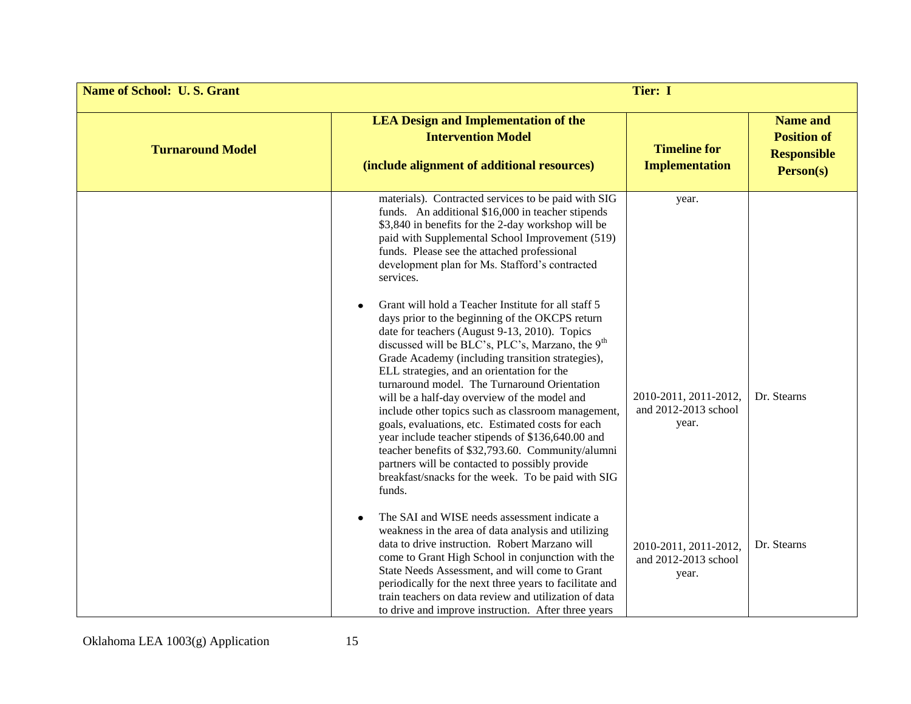| Name of School: U. S. Grant | | Tier: I | |
|---|---|---|---|
| **Turnaround Model** | **LEA Design and Implementation of the Intervention Model**<br><br>**(include alignment of additional resources)** | **Timeline for Implementation** | **Name and Position of Responsible Person(s)** |
| | materials). Contracted services to be paid with SIG funds. An additional $16,000 in teacher stipends $3,840 in benefits for the 2-day workshop will be paid with Supplemental School Improvement (519) funds. Please see the attached professional development plan for Ms. Stafford's contracted services. | year. | |
| | • Grant will hold a Teacher Institute for all staff 5 days prior to the beginning of the OKCPS return date for teachers (August 9-13, 2010). Topics discussed will be BLC's, PLC's, Marzano, the 9th Grade Academy (including transition strategies), ELL strategies, and an orientation for the turnaround model. The Turnaround Orientation will be a half-day overview of the model and include other topics such as classroom management, goals, evaluations, etc. Estimated costs for each year include teacher stipends of $136,640.00 and teacher benefits of $32,793.60. Community/alumni partners will be contacted to possibly provide breakfast/snacks for the week. To be paid with SIG funds. | 2010-2011, 2011-2012, and 2012-2013 school year. | Dr. Stearns |
| | • The SAI and WISE needs assessment indicate a weakness in the area of data analysis and utilizing data to drive instruction. Robert Marzano will come to Grant High School in conjunction with the State Needs Assessment, and will come to Grant periodically for the next three years to facilitate and train teachers on data review and utilization of data to drive and improve instruction. After three years | 2010-2011, 2011-2012, and 2012-2013 school year. | Dr. Stearns |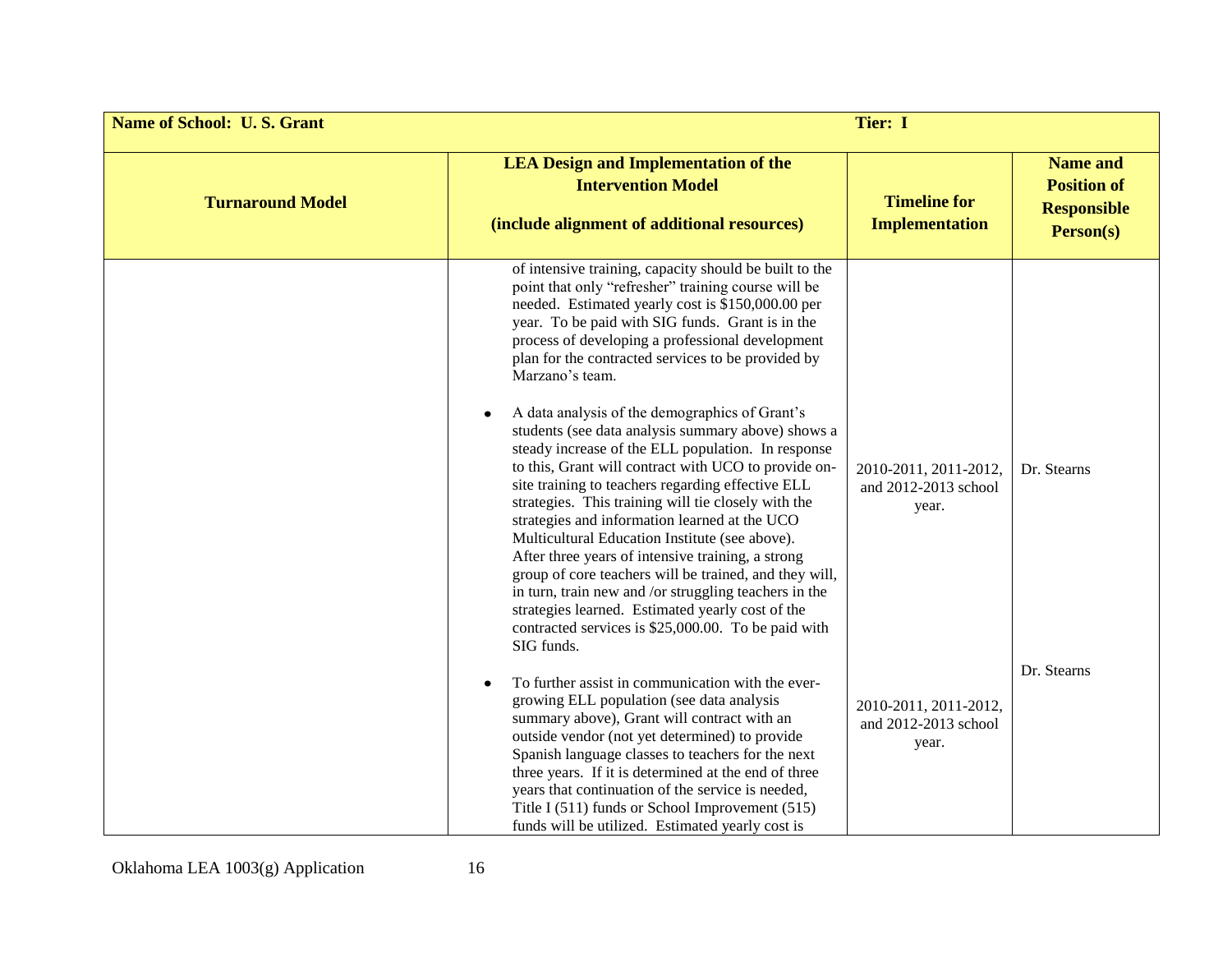| **Name of School: U. S. Grant** | **Tier: I** | | |
|---|---|---|---|
| **Turnaround Model** | **LEA Design and Implementation of the Intervention Model (include alignment of additional resources)** | **Timeline for Implementation** | **Name and Position of Responsible Person(s)** |
| | of intensive training, capacity should be built to the point that only "refresher" training course will be needed. Estimated yearly cost is $150,000.00 per year. To be paid with SIG funds. Grant is in the process of developing a professional development plan for the contracted services to be provided by Marzano's team. | | |
| | • A data analysis of the demographics of Grant's students (see data analysis summary above) shows a steady increase of the ELL population. In response to this, Grant will contract with UCO to provide on-site training to teachers regarding effective ELL strategies. This training will tie closely with the strategies and information learned at the UCO Multicultural Education Institute (see above). After three years of intensive training, a strong group of core teachers will be trained, and they will, in turn, train new and /or struggling teachers in the strategies learned. Estimated yearly cost of the contracted services is $25,000.00. To be paid with SIG funds. | 2010-2011, 2011-2012, and 2012-2013 school year. | Dr. Stearns |
| | • To further assist in communication with the ever-growing ELL population (see data analysis summary above), Grant will contract with an outside vendor (not yet determined) to provide Spanish language classes to teachers for the next three years. If it is determined at the end of three years that continuation of the service is needed, Title I (511) funds or School Improvement (515) funds will be utilized. Estimated yearly cost is | 2010-2011, 2011-2012, and 2012-2013 school year. | Dr. Stearns |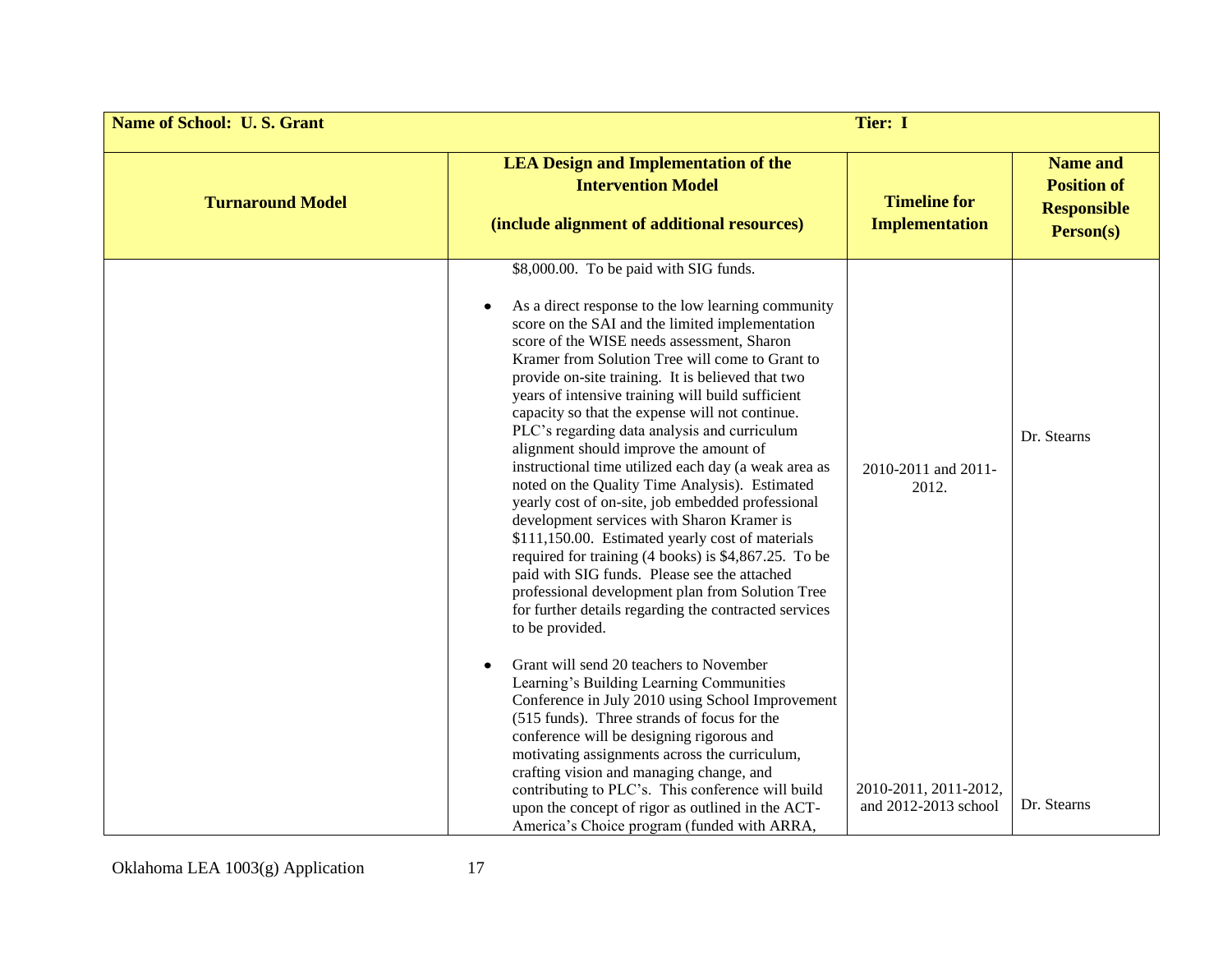| Name of School: U. S. Grant | | Tier: I | |
|---|---|---|---|
| **Turnaround Model** | **LEA Design and Implementation of the Intervention Model (include alignment of additional resources)** | **Timeline for Implementation** | **Name and Position of Responsible Person(s)** |
| | $8,000.00. To be paid with SIG funds.<br><br>• As a direct response to the low learning community score on the SAI and the limited implementation score of the WISE needs assessment, Sharon Kramer from Solution Tree will come to Grant to provide on-site training. It is believed that two years of intensive training will build sufficient capacity so that the expense will not continue. PLC's regarding data analysis and curriculum alignment should improve the amount of instructional time utilized each day (a weak area as noted on the Quality Time Analysis). Estimated yearly cost of on-site, job embedded professional development services with Sharon Kramer is $111,150.00. Estimated yearly cost of materials required for training (4 books) is $4,867.25. To be paid with SIG funds. Please see the attached professional development plan from Solution Tree for further details regarding the contracted services to be provided. | 2010-2011 and 2011-2012. | Dr. Stearns |
| | • Grant will send 20 teachers to November Learning's Building Learning Communities Conference in July 2010 using School Improvement (515 funds). Three strands of focus for the conference will be designing rigorous and motivating assignments across the curriculum, crafting vision and managing change, and contributing to PLC's. This conference will build upon the concept of rigor as outlined in the ACT-America's Choice program (funded with ARRA, | 2010-2011, 2011-2012, and 2012-2013 school | Dr. Stearns |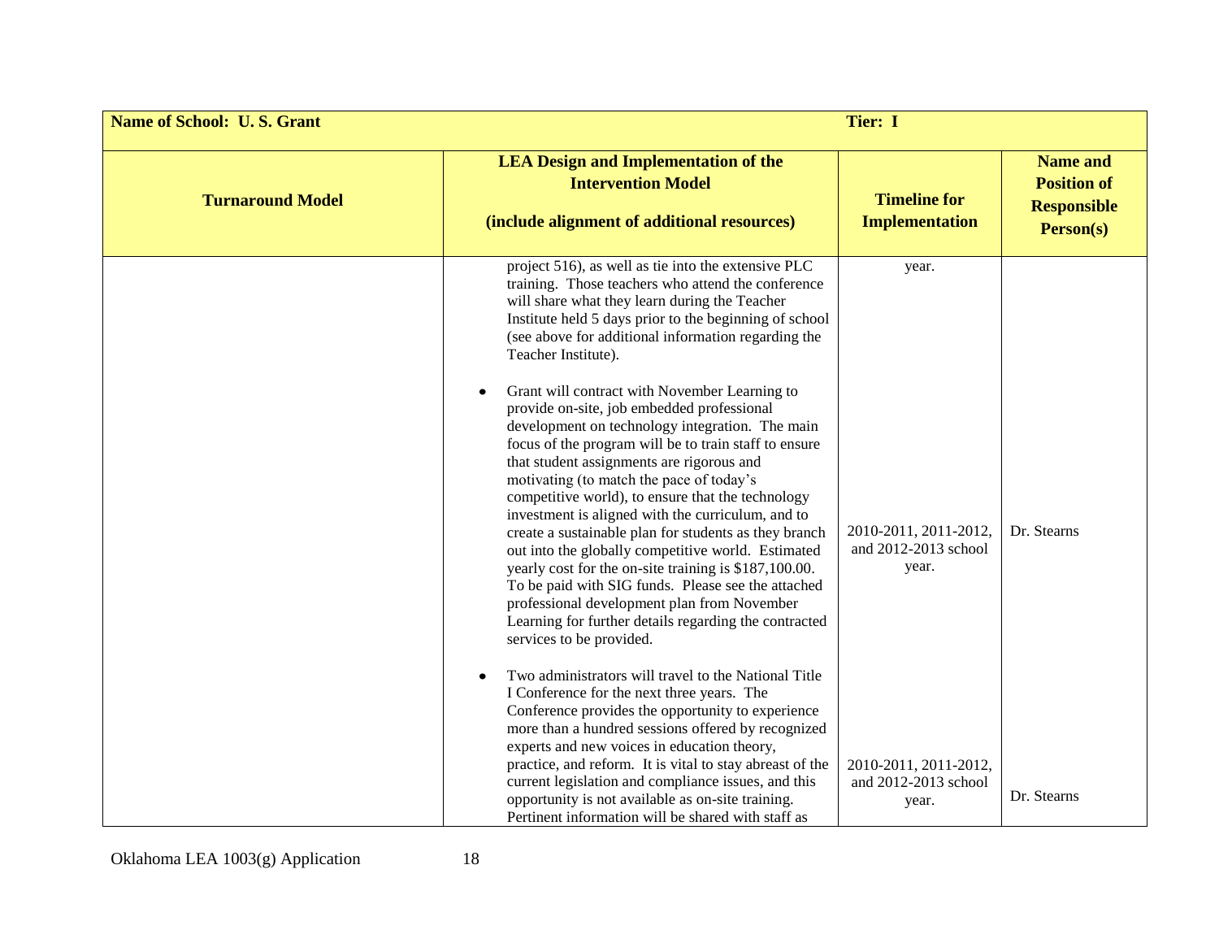| Name of School: U. S. Grant | | Tier: I | |
|---|---|---|---|
| **Turnaround Model** | **LEA Design and Implementation of the Intervention Model (include alignment of additional resources)** | **Timeline for Implementation** | **Name and Position of Responsible Person(s)** |
| | project 516), as well as tie into the extensive PLC training. Those teachers who attend the conference will share what they learn during the Teacher Institute held 5 days prior to the beginning of school (see above for additional information regarding the Teacher Institute). | year. | |
| | • Grant will contract with November Learning to provide on-site, job embedded professional development on technology integration. The main focus of the program will be to train staff to ensure that student assignments are rigorous and motivating (to match the pace of today's competitive world), to ensure that the technology investment is aligned with the curriculum, and to create a sustainable plan for students as they branch out into the globally competitive world. Estimated yearly cost for the on-site training is $187,100.00. To be paid with SIG funds. Please see the attached professional development plan from November Learning for further details regarding the contracted services to be provided. | 2010-2011, 2011-2012, and 2012-2013 school year. | Dr. Stearns |
| | • Two administrators will travel to the National Title I Conference for the next three years. The Conference provides the opportunity to experience more than a hundred sessions offered by recognized experts and new voices in education theory, practice, and reform. It is vital to stay abreast of the current legislation and compliance issues, and this opportunity is not available as on-site training. Pertinent information will be shared with staff as | 2010-2011, 2011-2012, and 2012-2013 school year. | Dr. Stearns |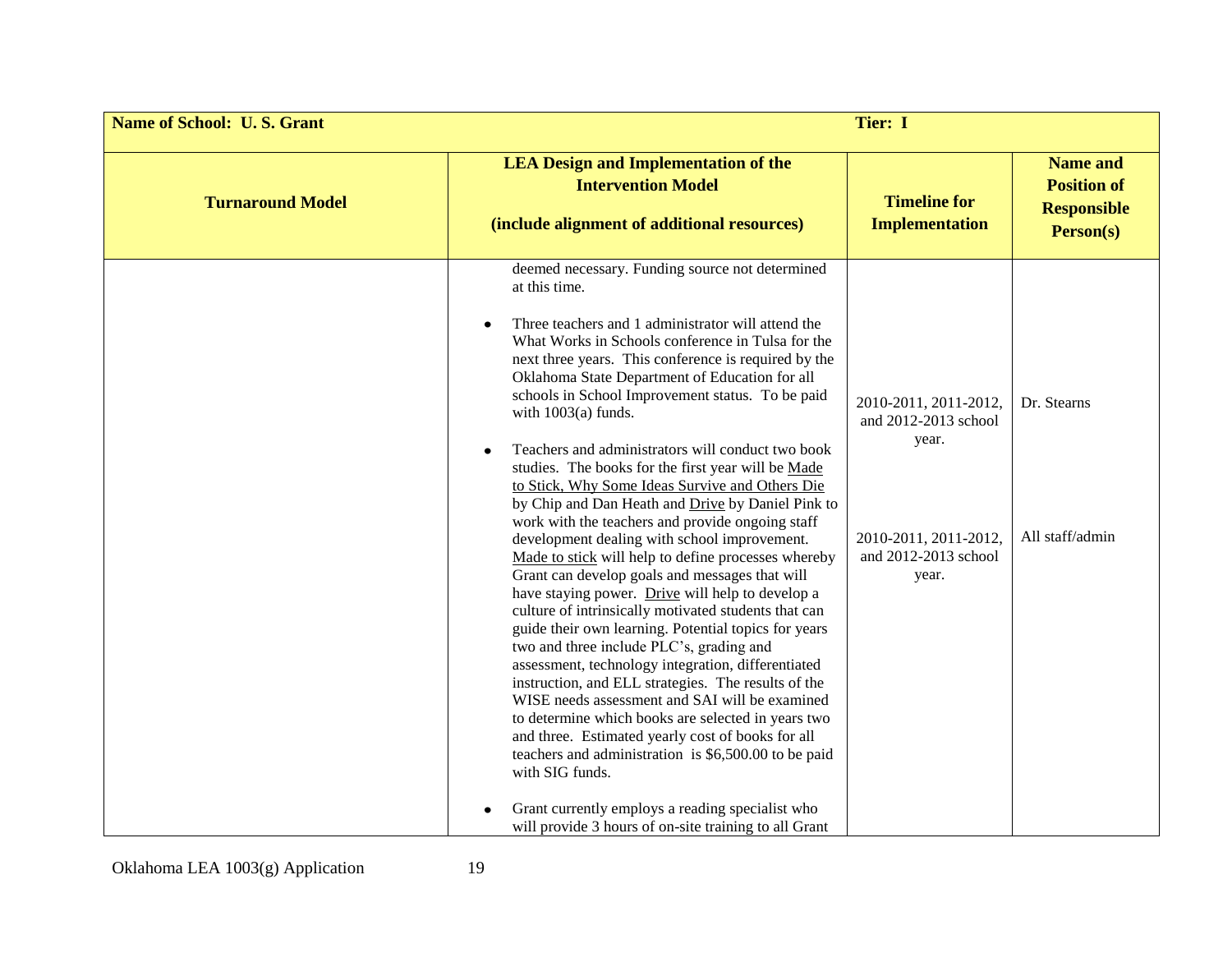| Name of School: U. S. Grant | | Tier: I | |
|---|---|---|---|
| **Turnaround Model** | **LEA Design and Implementation of the Intervention Model (include alignment of additional resources)** | **Timeline for Implementation** | **Name and Position of Responsible Person(s)** |
| | deemed necessary. Funding source not determined at this time.<br><br>• Three teachers and 1 administrator will attend the What Works in Schools conference in Tulsa for the next three years. This conference is required by the Oklahoma State Department of Education for all schools in School Improvement status. To be paid with 1003(a) funds. | 2010-2011, 2011-2012, and 2012-2013 school year. | Dr. Stearns |
| | • Teachers and administrators will conduct two book studies. The books for the first year will be Made to Stick, Why Some Ideas Survive and Others Die by Chip and Dan Heath and Drive by Daniel Pink to work with the teachers and provide ongoing staff development dealing with school improvement. Made to stick will help to define processes whereby Grant can develop goals and messages that will have staying power. Drive will help to develop a culture of intrinsically motivated students that can guide their own learning. Potential topics for years two and three include PLC's, grading and assessment, technology integration, differentiated instruction, and ELL strategies. The results of the WISE needs assessment and SAI will be examined to determine which books are selected in years two and three. Estimated yearly cost of books for all teachers and administration is $6,500.00 to be paid with SIG funds. | 2010-2011, 2011-2012, and 2012-2013 school year. | All staff/admin |
| | • Grant currently employs a reading specialist who will provide 3 hours of on-site training to all Grant | | |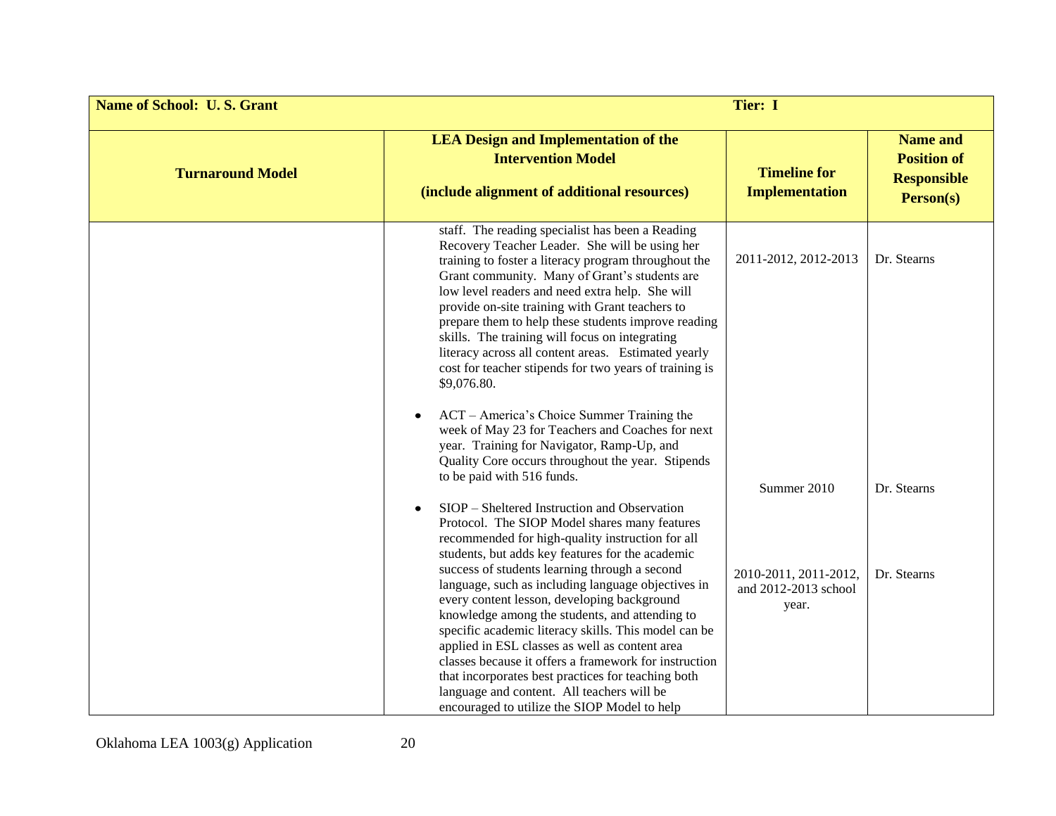| **Name of School: U. S. Grant** | **Tier: I** | | |
|---|---|---|---|
| **Turnaround Model** | **LEA Design and Implementation of the Intervention Model (include alignment of additional resources)** | **Timeline for Implementation** | **Name and Position of Responsible Person(s)** |
| | staff. The reading specialist has been a Reading Recovery Teacher Leader. She will be using her training to foster a literacy program throughout the Grant community. Many of Grant's students are low level readers and need extra help. She will provide on-site training with Grant teachers to prepare them to help these students improve reading skills. The training will focus on integrating literacy across all content areas. Estimated yearly cost for teacher stipends for two years of training is $9,076.80. | 2011-2012, 2012-2013 | Dr. Stearns |
| | • ACT – America's Choice Summer Training the week of May 23 for Teachers and Coaches for next year. Training for Navigator, Ramp-Up, and Quality Core occurs throughout the year. Stipends to be paid with 516 funds. | Summer 2010 | Dr. Stearns |
| | • SIOP – Sheltered Instruction and Observation Protocol. The SIOP Model shares many features recommended for high-quality instruction for all students, but adds key features for the academic success of students learning through a second language, such as including language objectives in every content lesson, developing background knowledge among the students, and attending to specific academic literacy skills. This model can be applied in ESL classes as well as content area classes because it offers a framework for instruction that incorporates best practices for teaching both language and content. All teachers will be encouraged to utilize the SIOP Model to help | 2010-2011, 2011-2012, and 2012-2013 school year. | Dr. Stearns |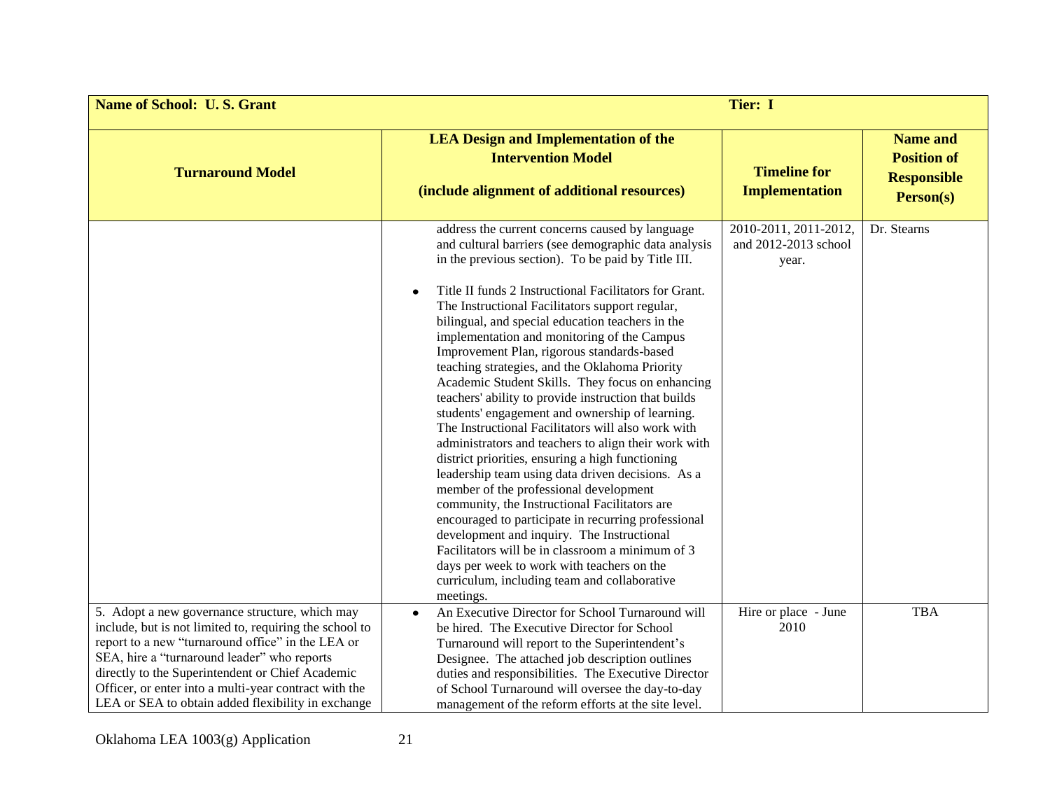| Name of School: U. S. Grant | | Tier: I | |
|---|---|---|---|
| **Turnaround Model** | **LEA Design and Implementation of the Intervention Model (include alignment of additional resources)** | **Timeline for Implementation** | **Name and Position of Responsible Person(s)** |
| | address the current concerns caused by language and cultural barriers (see demographic data analysis in the previous section). To be paid by Title III.<br><br>• Title II funds 2 Instructional Facilitators for Grant. The Instructional Facilitators support regular, bilingual, and special education teachers in the implementation and monitoring of the Campus Improvement Plan, rigorous standards-based teaching strategies, and the Oklahoma Priority Academic Student Skills. They focus on enhancing teachers' ability to provide instruction that builds students' engagement and ownership of learning. The Instructional Facilitators will also work with administrators and teachers to align their work with district priorities, ensuring a high functioning leadership team using data driven decisions. As a member of the professional development community, the Instructional Facilitators are encouraged to participate in recurring professional development and inquiry. The Instructional Facilitators will be in classroom a minimum of 3 days per week to work with teachers on the curriculum, including team and collaborative meetings. | 2010-2011, 2011-2012, and 2012-2013 school year. | Dr. Stearns |
| 5. Adopt a new governance structure, which may include, but is not limited to, requiring the school to report to a new "turnaround office" in the LEA or SEA, hire a "turnaround leader" who reports directly to the Superintendent or Chief Academic Officer, or enter into a multi-year contract with the LEA or SEA to obtain added flexibility in exchange | • An Executive Director for School Turnaround will be hired. The Executive Director for School Turnaround will report to the Superintendent's Designee. The attached job description outlines duties and responsibilities. The Executive Director of School Turnaround will oversee the day-to-day management of the reform efforts at the site level. | Hire or place - June 2010 | TBA |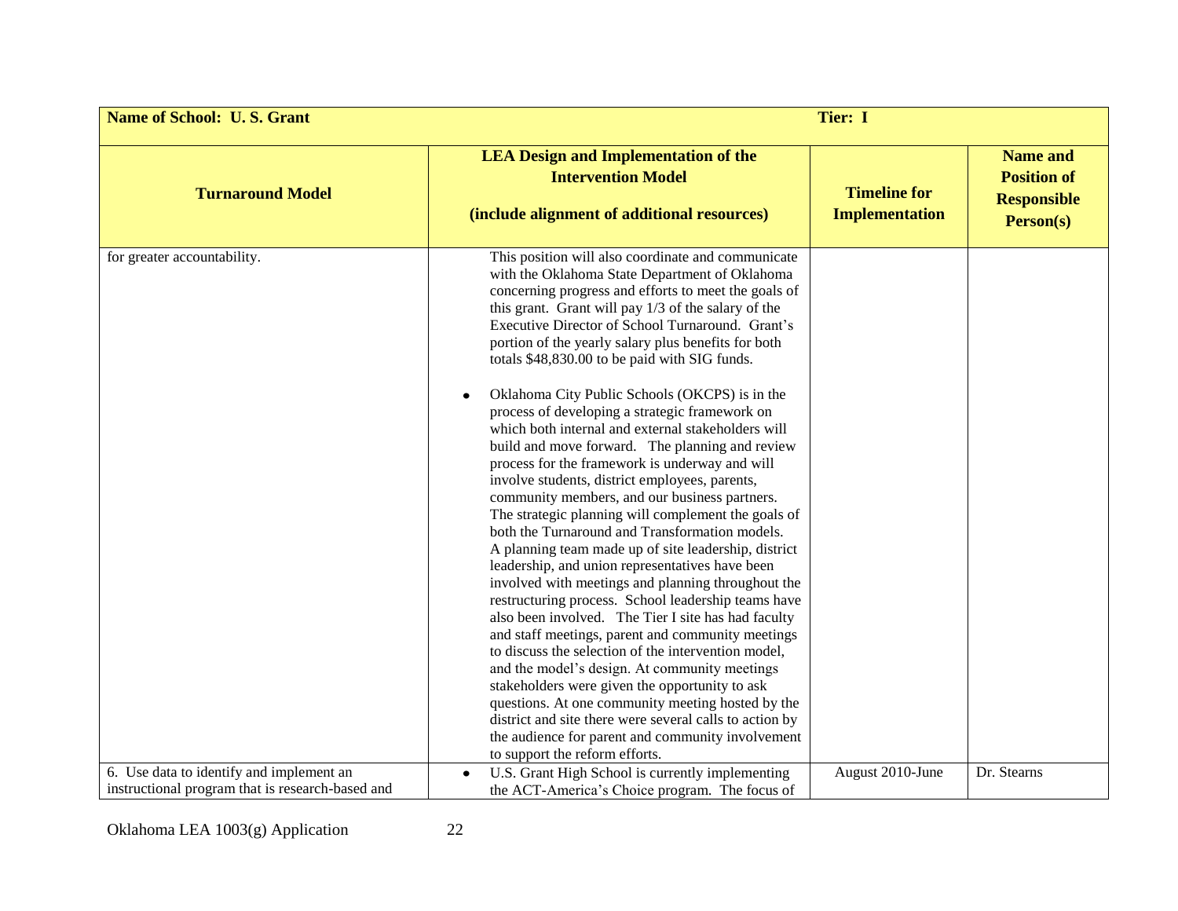| Name of School: U. S. Grant | Tier: I | | |
| --- | --- | --- | --- |
| **Turnaround Model** | **LEA Design and Implementation of the Intervention Model (include alignment of additional resources)** | **Timeline for Implementation** | **Name and Position of Responsible Person(s)** |
| for greater accountability. | This position will also coordinate and communicate with the Oklahoma State Department of Oklahoma concerning progress and efforts to meet the goals of this grant. Grant will pay 1/3 of the salary of the Executive Director of School Turnaround. Grant's portion of the yearly salary plus benefits for both totals $48,830.00 to be paid with SIG funds.<br><br>• Oklahoma City Public Schools (OKCPS) is in the process of developing a strategic framework on which both internal and external stakeholders will build and move forward. The planning and review process for the framework is underway and will involve students, district employees, parents, community members, and our business partners. The strategic planning will complement the goals of both the Turnaround and Transformation models. A planning team made up of site leadership, district leadership, and union representatives have been involved with meetings and planning throughout the restructuring process. School leadership teams have also been involved. The Tier I site has had faculty and staff meetings, parent and community meetings to discuss the selection of the intervention model, and the model's design. At community meetings stakeholders were given the opportunity to ask questions. At one community meeting hosted by the district and site there were several calls to action by the audience for parent and community involvement to support the reform efforts. | | |
| 6. Use data to identify and implement an instructional program that is research-based and | • U.S. Grant High School is currently implementing the ACT-America's Choice program. The focus of | August 2010-June | Dr. Stearns |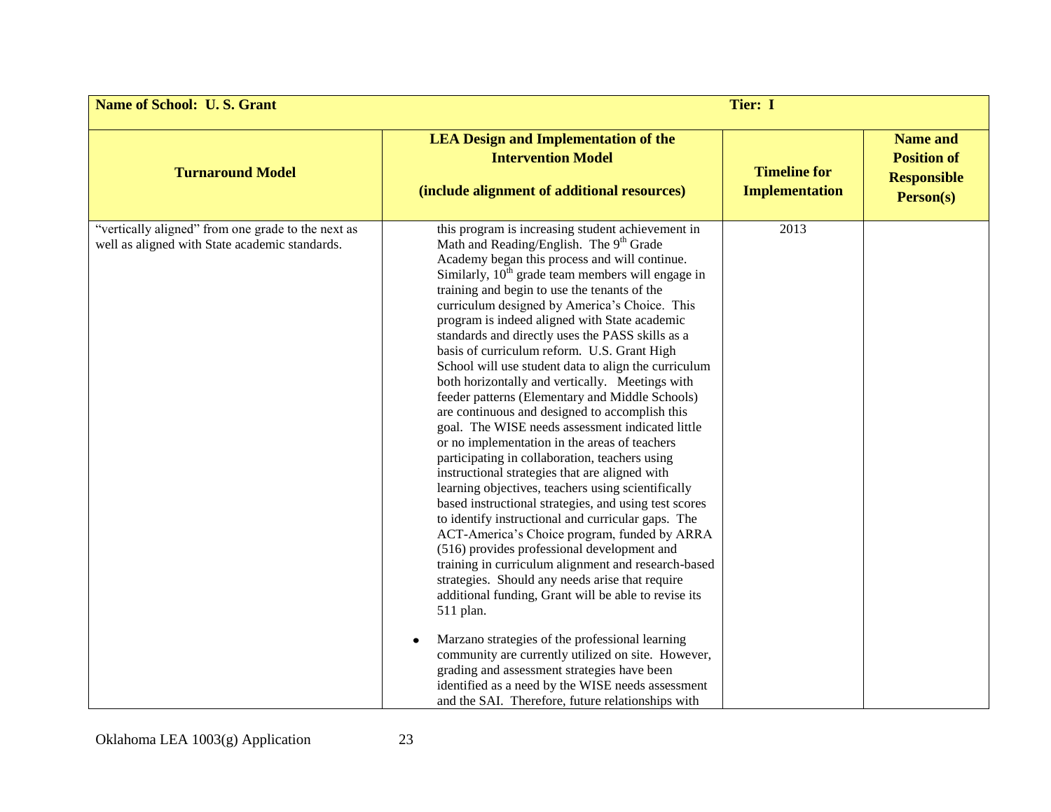| Name of School: U. S. Grant | | Tier: I | |
|---|---|---|---|
| **Turnaround Model** | **LEA Design and Implementation of the Intervention Model (include alignment of additional resources)** | **Timeline for Implementation** | **Name and Position of Responsible Person(s)** |
| "vertically aligned" from one grade to the next as well as aligned with State academic standards. | this program is increasing student achievement in Math and Reading/English. The 9th Grade Academy began this process and will continue. Similarly, 10th grade team members will engage in training and begin to use the tenants of the curriculum designed by America's Choice. This program is indeed aligned with State academic standards and directly uses the PASS skills as a basis of curriculum reform. U.S. Grant High School will use student data to align the curriculum both horizontally and vertically. Meetings with feeder patterns (Elementary and Middle Schools) are continuous and designed to accomplish this goal. The WISE needs assessment indicated little or no implementation in the areas of teachers participating in collaboration, teachers using instructional strategies that are aligned with learning objectives, teachers using scientifically based instructional strategies, and using test scores to identify instructional and curricular gaps. The ACT-America's Choice program, funded by ARRA (516) provides professional development and training in curriculum alignment and research-based strategies. Should any needs arise that require additional funding, Grant will be able to revise its 511 plan. <br><br> • Marzano strategies of the professional learning community are currently utilized on site. However, grading and assessment strategies have been identified as a need by the WISE needs assessment and the SAI. Therefore, future relationships with | 2013 | |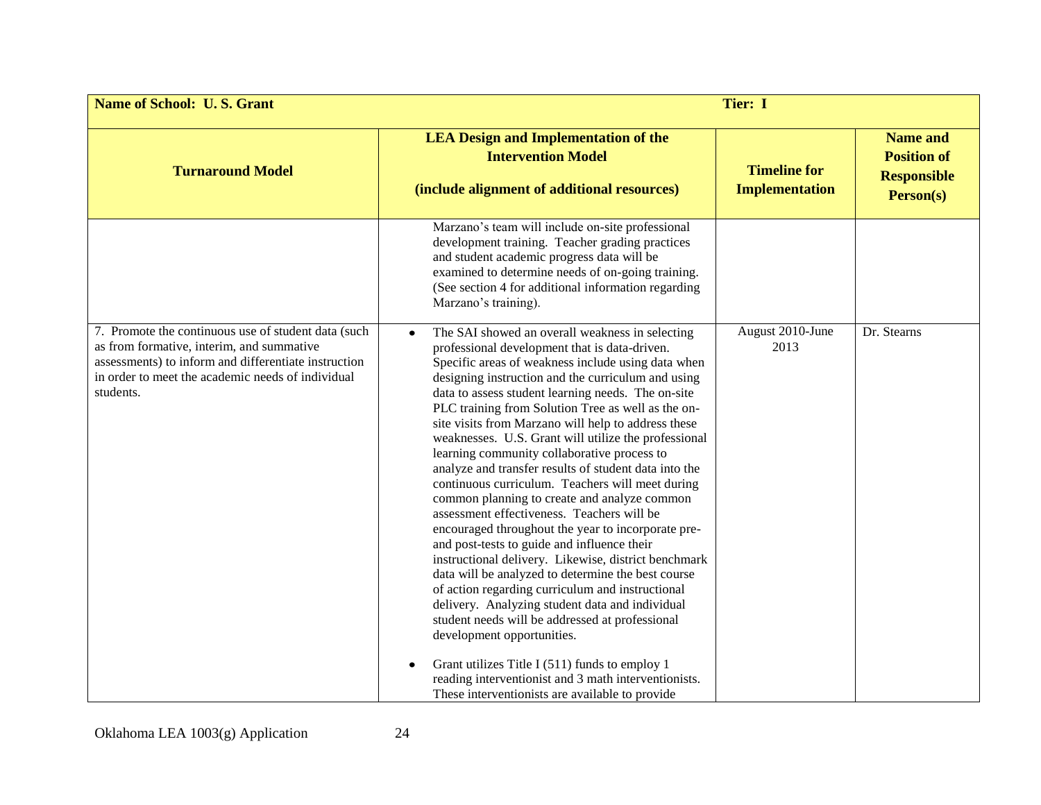| **Name of School: U. S. Grant** | **Tier: I** | | |
|---|---|---|---|
| **Turnaround Model** | **LEA Design and Implementation of the Intervention Model (include alignment of additional resources)** | **Timeline for Implementation** | **Name and Position of Responsible Person(s)** |
| | Marzano's team will include on-site professional development training. Teacher grading practices and student academic progress data will be examined to determine needs of on-going training. (See section 4 for additional information regarding Marzano's training). | | |
| 7. Promote the continuous use of student data (such as from formative, interim, and summative assessments) to inform and differentiate instruction in order to meet the academic needs of individual students. | • The SAI showed an overall weakness in selecting professional development that is data-driven. Specific areas of weakness include using data when designing instruction and the curriculum and using data to assess student learning needs. The on-site PLC training from Solution Tree as well as the on-site visits from Marzano will help to address these weaknesses. U.S. Grant will utilize the professional learning community collaborative process to analyze and transfer results of student data into the continuous curriculum. Teachers will meet during common planning to create and analyze common assessment effectiveness. Teachers will be encouraged throughout the year to incorporate pre- and post-tests to guide and influence their instructional delivery. Likewise, district benchmark data will be analyzed to determine the best course of action regarding curriculum and instructional delivery. Analyzing student data and individual student needs will be addressed at professional development opportunities.<br><br>• Grant utilizes Title I (511) funds to employ 1 reading interventionist and 3 math interventionists. These interventionists are available to provide | August 2010-June 2013 | Dr. Stearns |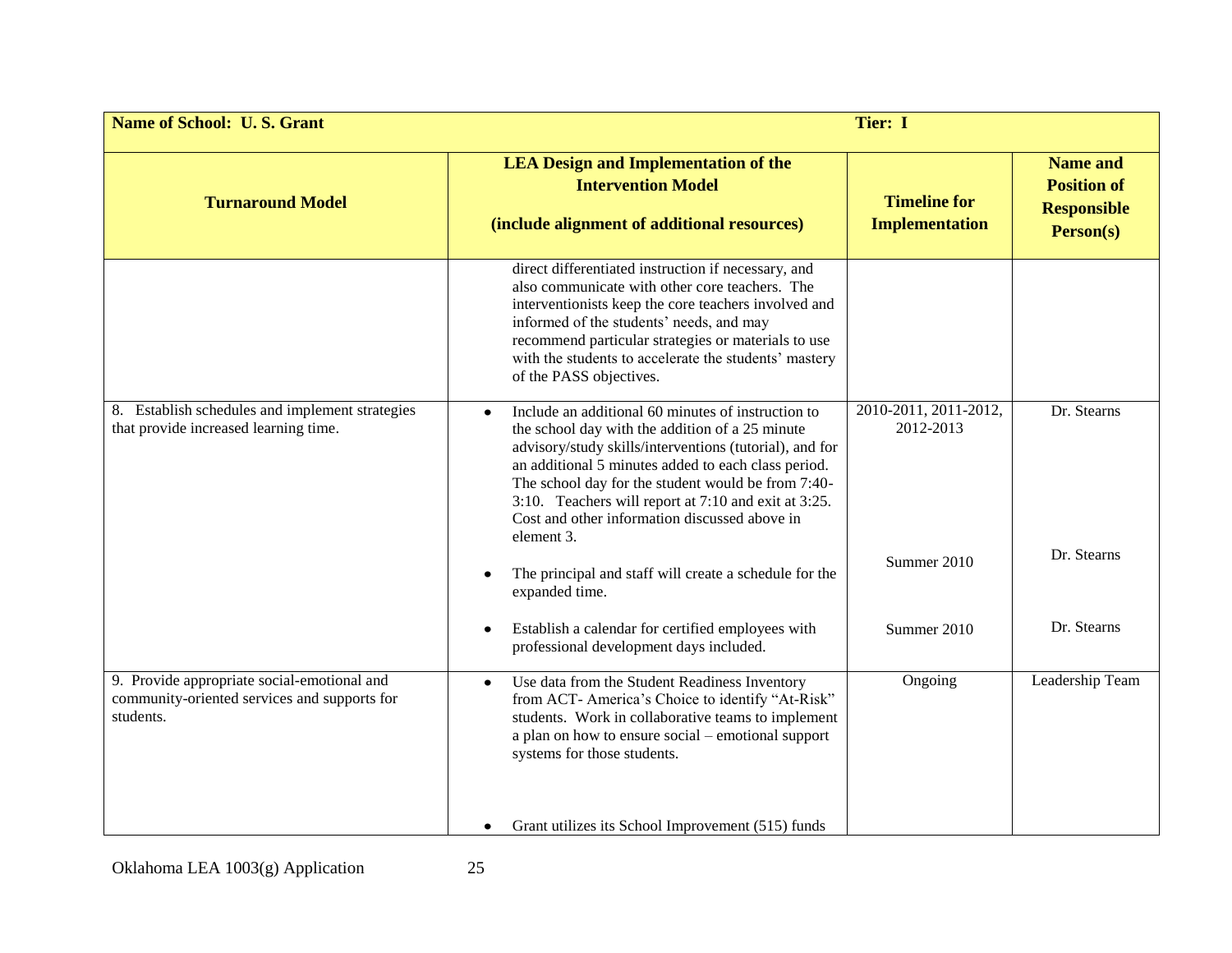| **Name of School: U. S. Grant** | | **Tier: I** | |
|---|---|---|---|
| **Turnaround Model** | **LEA Design and Implementation of the Intervention Model**<br><br>**(include alignment of additional resources)** | **Timeline for Implementation** | **Name and Position of Responsible Person(s)** |
| | direct differentiated instruction if necessary, and also communicate with other core teachers. The interventionists keep the core teachers involved and informed of the students' needs, and may recommend particular strategies or materials to use with the students to accelerate the students' mastery of the PASS objectives. | | |
| 8. Establish schedules and implement strategies that provide increased learning time. | • Include an additional 60 minutes of instruction to the school day with the addition of a 25 minute advisory/study skills/interventions (tutorial), and for an additional 5 minutes added to each class period. The school day for the student would be from 7:40-3:10. Teachers will report at 7:10 and exit at 3:25. Cost and other information discussed above in element 3.<br><br>• The principal and staff will create a schedule for the expanded time.<br><br>• Establish a calendar for certified employees with professional development days included. | 2010-2011, 2011-2012, 2012-2013<br><br>Summer 2010<br><br>Summer 2010 | Dr. Stearns<br><br>Dr. Stearns<br><br>Dr. Stearns |
| 9. Provide appropriate social-emotional and community-oriented services and supports for students. | • Use data from the Student Readiness Inventory from ACT- America's Choice to identify "At-Risk" students. Work in collaborative teams to implement a plan on how to ensure social – emotional support systems for those students.<br><br>• Grant utilizes its School Improvement (515) funds | Ongoing | Leadership Team |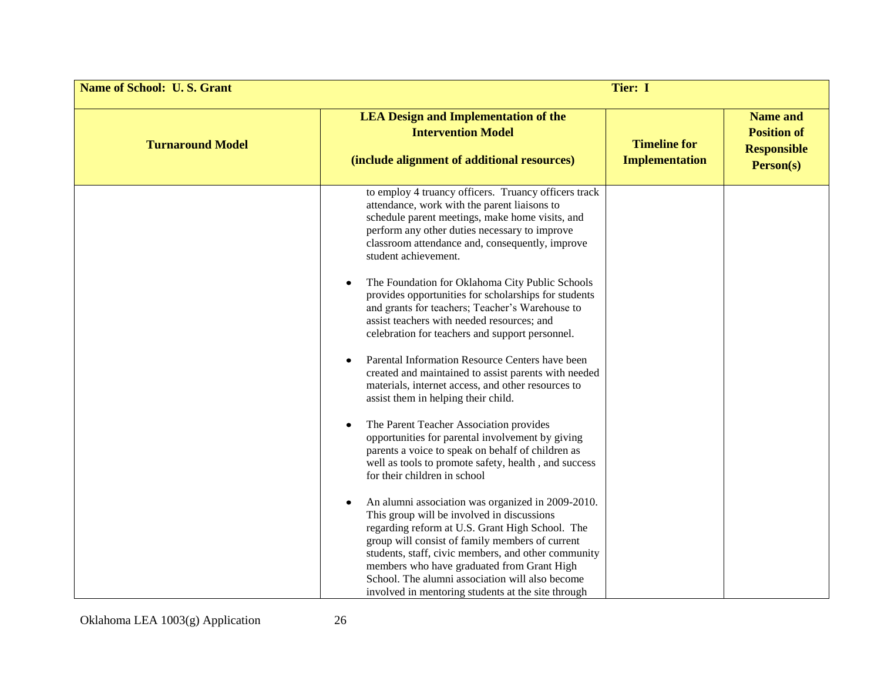| Name of School: U. S. Grant | | Tier: I | |
|---|---|---|---|
| **Turnaround Model** | **LEA Design and Implementation of the Intervention Model (include alignment of additional resources)** | **Timeline for Implementation** | **Name and Position of Responsible Person(s)** |
| | to employ 4 truancy officers. Truancy officers track attendance, work with the parent liaisons to schedule parent meetings, make home visits, and perform any other duties necessary to improve classroom attendance and, consequently, improve student achievement.<br><br>• The Foundation for Oklahoma City Public Schools provides opportunities for scholarships for students and grants for teachers; Teacher's Warehouse to assist teachers with needed resources; and celebration for teachers and support personnel.<br><br>• Parental Information Resource Centers have been created and maintained to assist parents with needed materials, internet access, and other resources to assist them in helping their child.<br><br>• The Parent Teacher Association provides opportunities for parental involvement by giving parents a voice to speak on behalf of children as well as tools to promote safety, health , and success for their children in school<br><br>• An alumni association was organized in 2009-2010. This group will be involved in discussions regarding reform at U.S. Grant High School. The group will consist of family members of current students, staff, civic members, and other community members who have graduated from Grant High School. The alumni association will also become involved in mentoring students at the site through | | |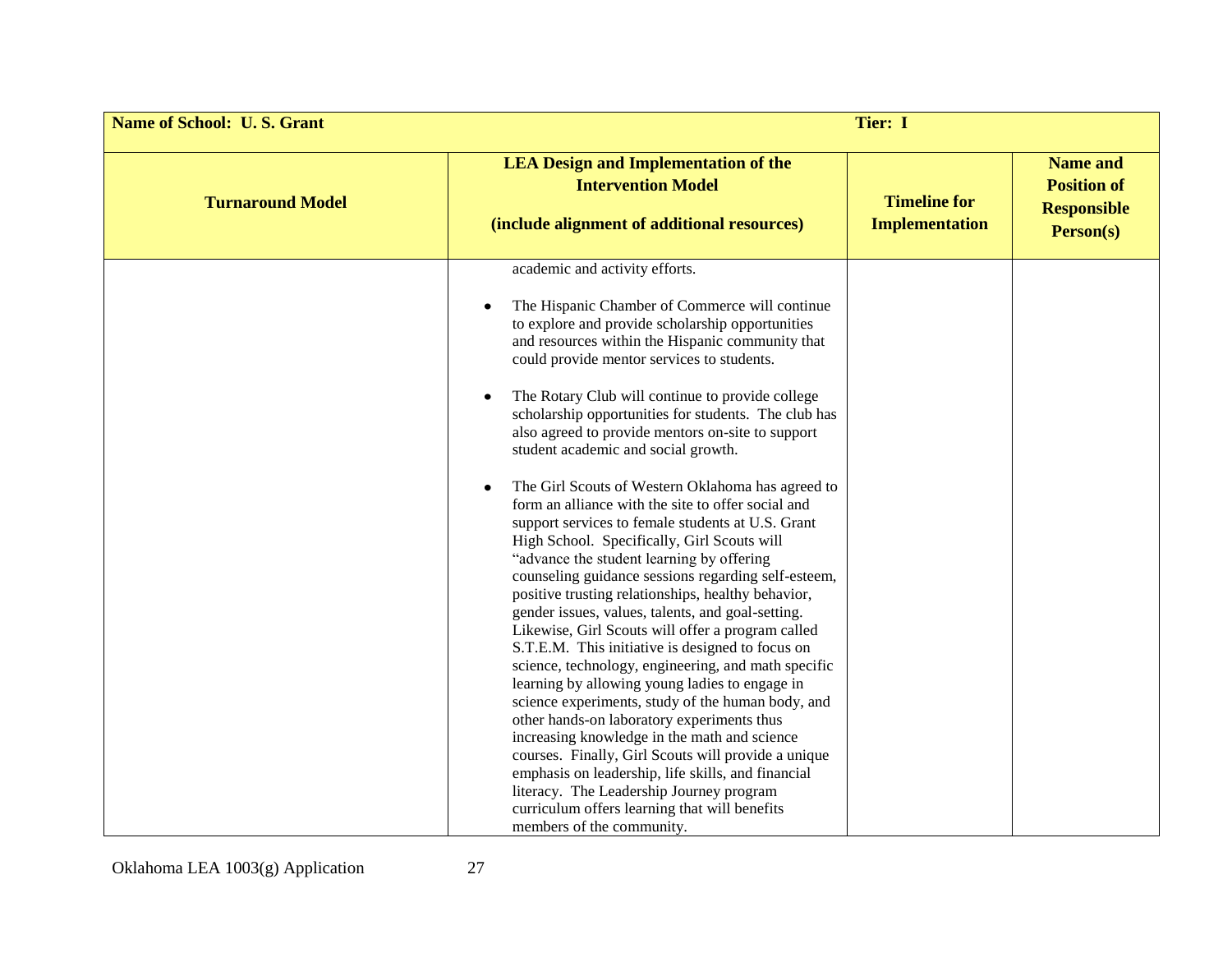| Name of School: U. S. Grant | | Tier: I | |
|---|---|---|---|
| **Turnaround Model** | **LEA Design and Implementation of the Intervention Model (include alignment of additional resources)** | **Timeline for Implementation** | **Name and Position of Responsible Person(s)** |
| | academic and activity efforts.<br><br>• The Hispanic Chamber of Commerce will continue to explore and provide scholarship opportunities and resources within the Hispanic community that could provide mentor services to students.<br><br>• The Rotary Club will continue to provide college scholarship opportunities for students. The club has also agreed to provide mentors on-site to support student academic and social growth.<br><br>• The Girl Scouts of Western Oklahoma has agreed to form an alliance with the site to offer social and support services to female students at U.S. Grant High School. Specifically, Girl Scouts will "advance the student learning by offering counseling guidance sessions regarding self-esteem, positive trusting relationships, healthy behavior, gender issues, values, talents, and goal-setting. Likewise, Girl Scouts will offer a program called S.T.E.M. This initiative is designed to focus on science, technology, engineering, and math specific learning by allowing young ladies to engage in science experiments, study of the human body, and other hands-on laboratory experiments thus increasing knowledge in the math and science courses. Finally, Girl Scouts will provide a unique emphasis on leadership, life skills, and financial literacy. The Leadership Journey program curriculum offers learning that will benefits members of the community. | | |

Oklahoma LEA 1003(g) Application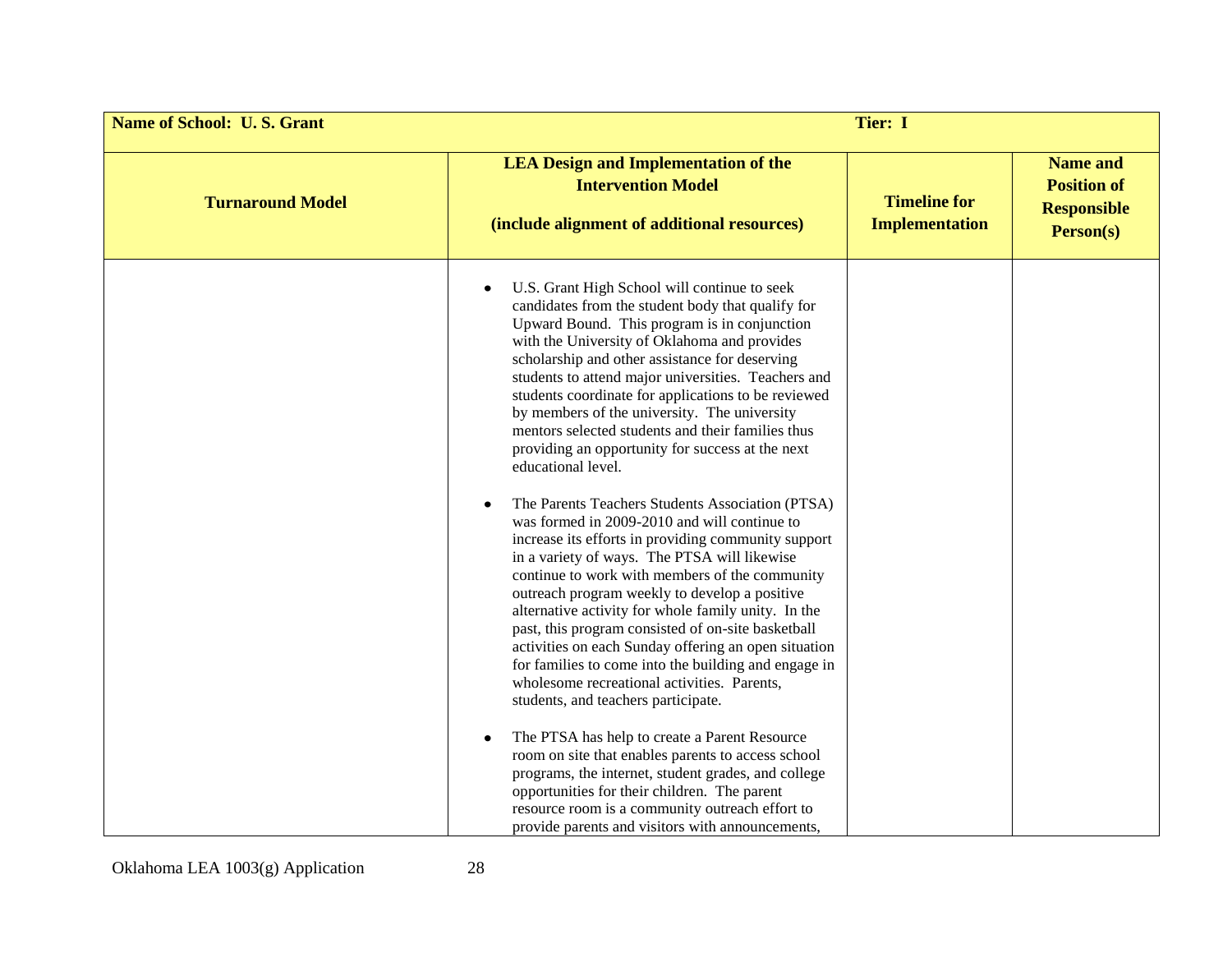| Name of School: U. S. Grant | | Tier: I | |
|---|---|---|---|
| **Turnaround Model** | **LEA Design and Implementation of the Intervention Model (include alignment of additional resources)** | **Timeline for Implementation** | **Name and Position of Responsible Person(s)** |
| | • U.S. Grant High School will continue to seek candidates from the student body that qualify for Upward Bound. This program is in conjunction with the University of Oklahoma and provides scholarship and other assistance for deserving students to attend major universities. Teachers and students coordinate for applications to be reviewed by members of the university. The university mentors selected students and their families thus providing an opportunity for success at the next educational level.<br><br>• The Parents Teachers Students Association (PTSA) was formed in 2009-2010 and will continue to increase its efforts in providing community support in a variety of ways. The PTSA will likewise continue to work with members of the community outreach program weekly to develop a positive alternative activity for whole family unity. In the past, this program consisted of on-site basketball activities on each Sunday offering an open situation for families to come into the building and engage in wholesome recreational activities. Parents, students, and teachers participate.<br><br>• The PTSA has help to create a Parent Resource room on site that enables parents to access school programs, the internet, student grades, and college opportunities for their children. The parent resource room is a community outreach effort to provide parents and visitors with announcements, | | |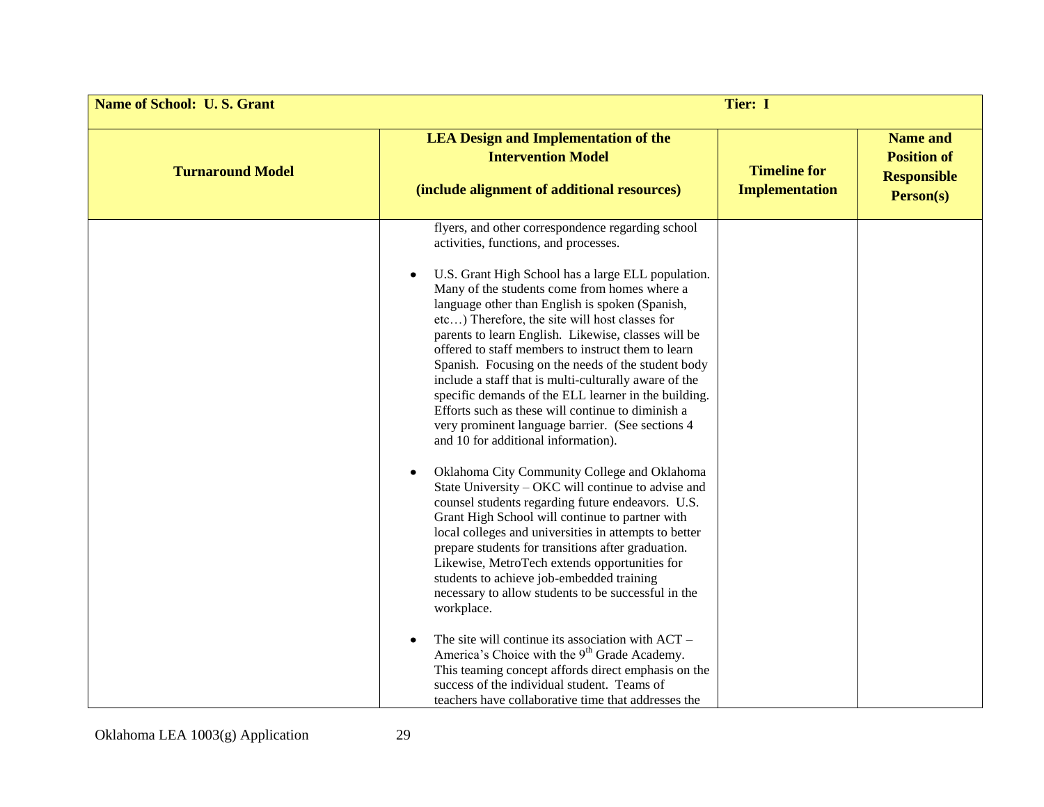| Name of School: U. S. Grant | | Tier: I | |
|---|---|---|---|
| **Turnaround Model** | **LEA Design and Implementation of the Intervention Model**<br><br>**(include alignment of additional resources)** | **Timeline for Implementation** | **Name and Position of Responsible Person(s)** |
| | flyers, and other correspondence regarding school activities, functions, and processes.<br><br>• U.S. Grant High School has a large ELL population. Many of the students come from homes where a language other than English is spoken (Spanish, etc…) Therefore, the site will host classes for parents to learn English. Likewise, classes will be offered to staff members to instruct them to learn Spanish. Focusing on the needs of the student body include a staff that is multi-culturally aware of the specific demands of the ELL learner in the building. Efforts such as these will continue to diminish a very prominent language barrier. (See sections 4 and 10 for additional information).<br><br>• Oklahoma City Community College and Oklahoma State University – OKC will continue to advise and counsel students regarding future endeavors. U.S. Grant High School will continue to partner with local colleges and universities in attempts to better prepare students for transitions after graduation. Likewise, MetroTech extends opportunities for students to achieve job-embedded training necessary to allow students to be successful in the workplace.<br><br>• The site will continue its association with ACT – America's Choice with the 9th Grade Academy. This teaming concept affords direct emphasis on the success of the individual student. Teams of teachers have collaborative time that addresses the | | |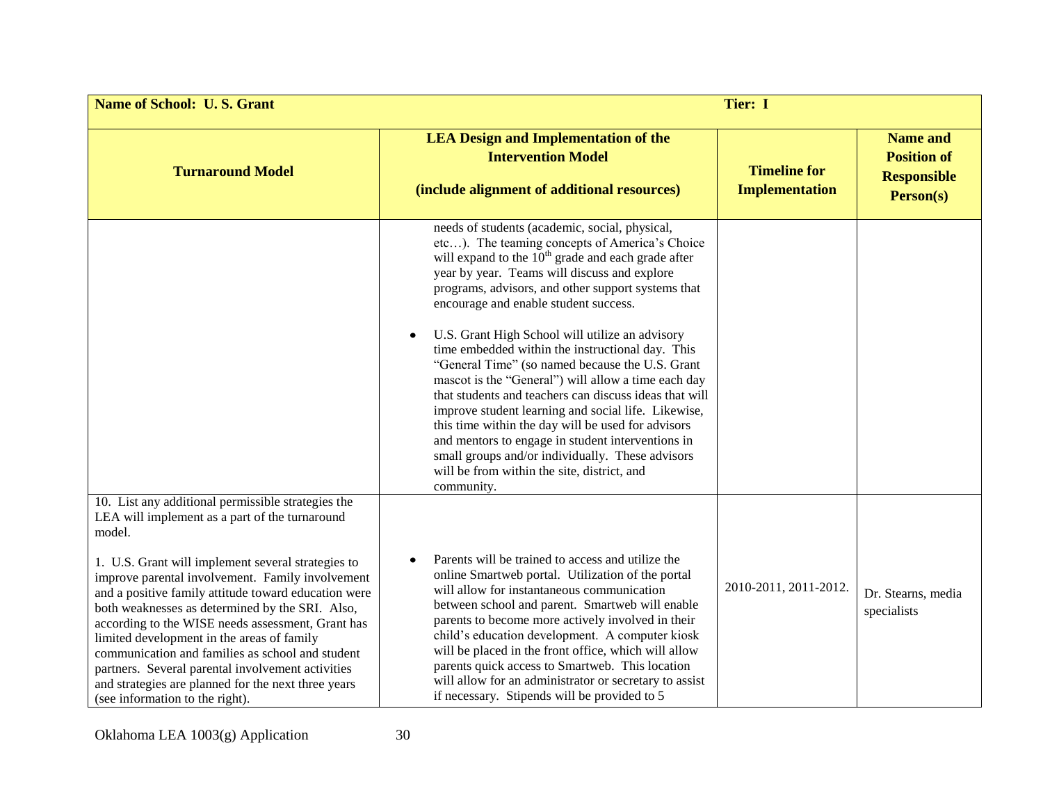| Name of School: U. S. Grant | | Tier: I | |
|---|---|---|---|
| **Turnaround Model** | **LEA Design and Implementation of the Intervention Model (include alignment of additional resources)** | **Timeline for Implementation** | **Name and Position of Responsible Person(s)** |
| | needs of students (academic, social, physical, etc…). The teaming concepts of America's Choice will expand to the 10th grade and each grade after year by year. Teams will discuss and explore programs, advisors, and other support systems that encourage and enable student success. <br><br> • U.S. Grant High School will utilize an advisory time embedded within the instructional day. This "General Time" (so named because the U.S. Grant mascot is the "General") will allow a time each day that students and teachers can discuss ideas that will improve student learning and social life. Likewise, this time within the day will be used for advisors and mentors to engage in student interventions in small groups and/or individually. These advisors will be from within the site, district, and community. | | |
| 10. List any additional permissible strategies the LEA will implement as a part of the turnaround model. <br><br> 1. U.S. Grant will implement several strategies to improve parental involvement. Family involvement and a positive family attitude toward education were both weaknesses as determined by the SRI. Also, according to the WISE needs assessment, Grant has limited development in the areas of family communication and families as school and student partners. Several parental involvement activities and strategies are planned for the next three years (see information to the right). | • Parents will be trained to access and utilize the online Smartweb portal. Utilization of the portal will allow for instantaneous communication between school and parent. Smartweb will enable parents to become more actively involved in their child's education development. A computer kiosk will be placed in the front office, which will allow parents quick access to Smartweb. This location will allow for an administrator or secretary to assist if necessary. Stipends will be provided to 5 | 2010-2011, 2011-2012. | Dr. Stearns, media specialists |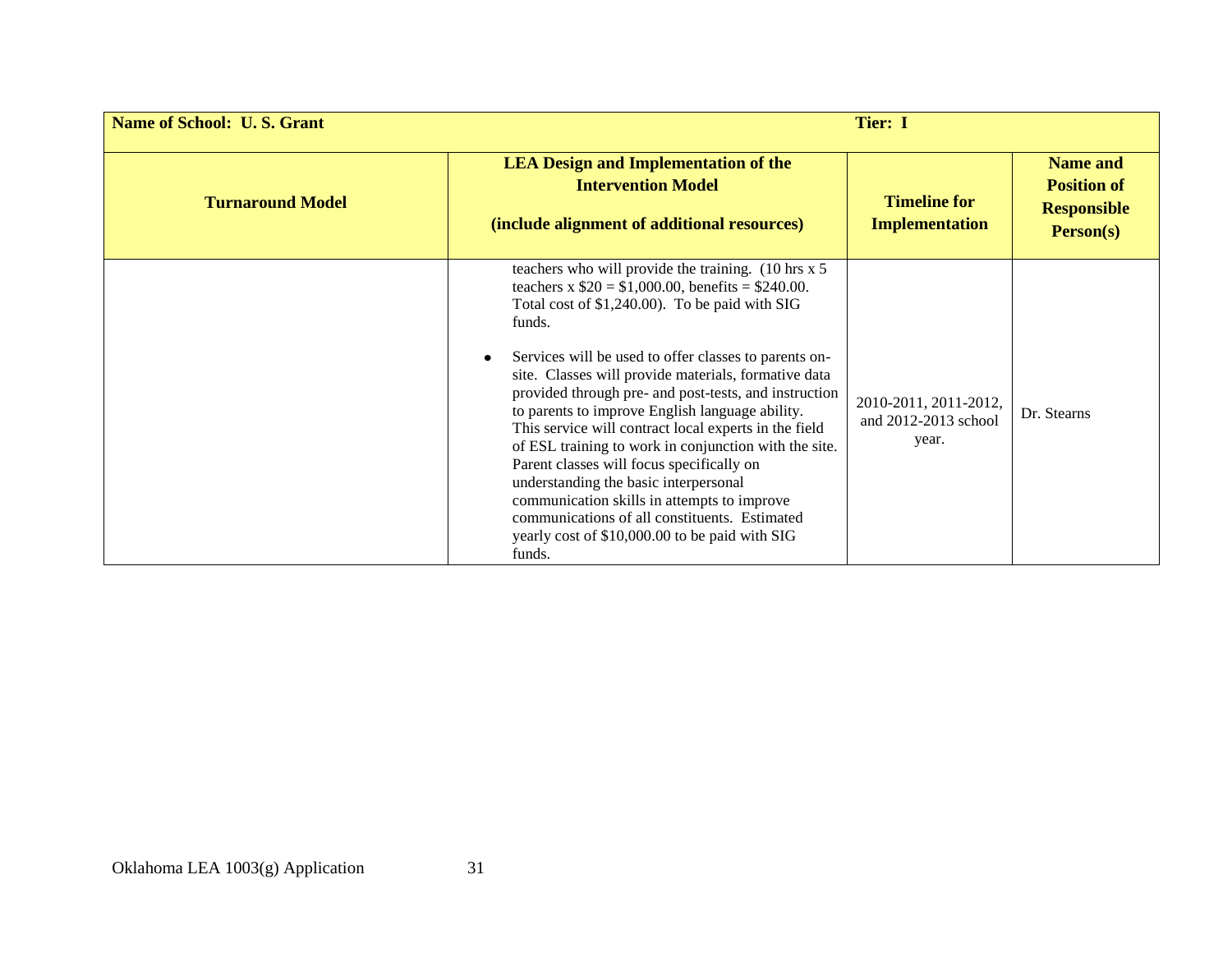| Name of School: U. S. Grant | Tier: I | | |
|---|---|---|---|
| **Turnaround Model** | **LEA Design and Implementation of the Intervention Model (include alignment of additional resources)** | **Timeline for Implementation** | **Name and Position of Responsible Person(s)** |
| | teachers who will provide the training. (10 hrs x 5 teachers x $20 = $1,000.00, benefits = $240.00. Total cost of $1,240.00). To be paid with SIG funds.<br><br>• Services will be used to offer classes to parents on-site. Classes will provide materials, formative data provided through pre- and post-tests, and instruction to parents to improve English language ability. This service will contract local experts in the field of ESL training to work in conjunction with the site. Parent classes will focus specifically on understanding the basic interpersonal communication skills in attempts to improve communications of all constituents. Estimated yearly cost of $10,000.00 to be paid with SIG funds. | 2010-2011, 2011-2012, and 2012-2013 school year. | Dr. Stearns |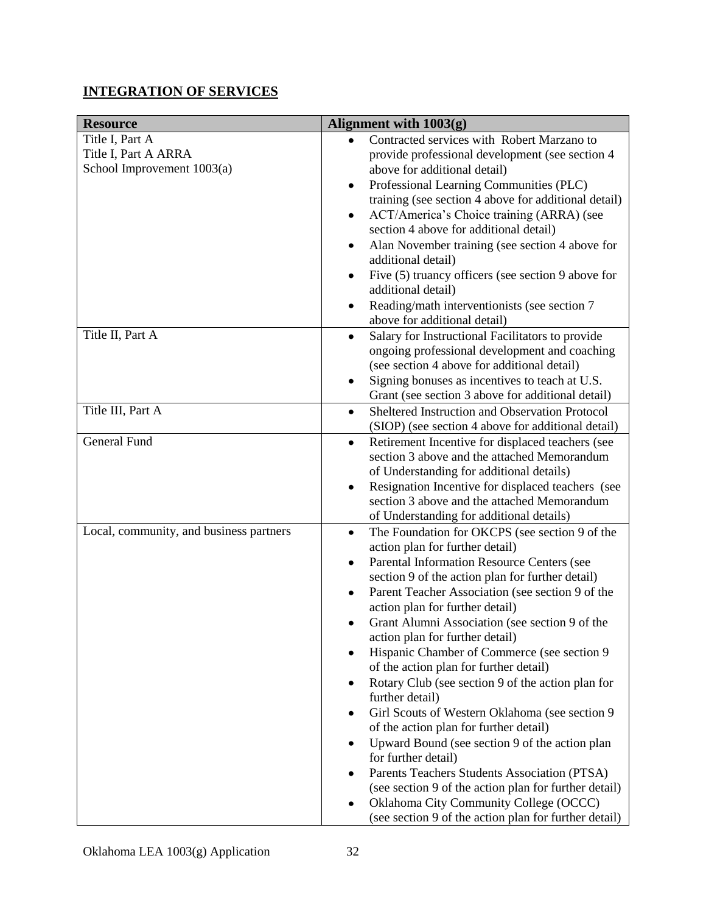## INTEGRATION OF SERVICES

| Resource | Alignment with 1003(g) |
|---|---|
| Title I, Part A<br>Title I, Part A ARRA<br>School Improvement 1003(a) | • Contracted services with Robert Marzano to provide professional development (see section 4 above for additional detail)<br>• Professional Learning Communities (PLC) training (see section 4 above for additional detail)<br>• ACT/America's Choice training (ARRA) (see section 4 above for additional detail)<br>• Alan November training (see section 4 above for additional detail)<br>• Five (5) truancy officers (see section 9 above for additional detail)<br>• Reading/math interventionists (see section 7 above for additional detail) |
| Title II, Part A | • Salary for Instructional Facilitators to provide ongoing professional development and coaching (see section 4 above for additional detail)<br>• Signing bonuses as incentives to teach at U.S. Grant (see section 3 above for additional detail) |
| Title III, Part A | • Sheltered Instruction and Observation Protocol (SIOP) (see section 4 above for additional detail) |
| General Fund | • Retirement Incentive for displaced teachers (see section 3 above and the attached Memorandum of Understanding for additional details)<br>• Resignation Incentive for displaced teachers (see section 3 above and the attached Memorandum of Understanding for additional details) |
| Local, community, and business partners | • The Foundation for OKCPS (see section 9 of the action plan for further detail)<br>• Parental Information Resource Centers (see section 9 of the action plan for further detail)<br>• Parent Teacher Association (see section 9 of the action plan for further detail)<br>• Grant Alumni Association (see section 9 of the action plan for further detail)<br>• Hispanic Chamber of Commerce (see section 9 of the action plan for further detail)<br>• Rotary Club (see section 9 of the action plan for further detail)<br>• Girl Scouts of Western Oklahoma (see section 9 of the action plan for further detail)<br>• Upward Bound (see section 9 of the action plan for further detail)<br>• Parents Teachers Students Association (PTSA) (see section 9 of the action plan for further detail)<br>• Oklahoma City Community College (OCCC) (see section 9 of the action plan for further detail) |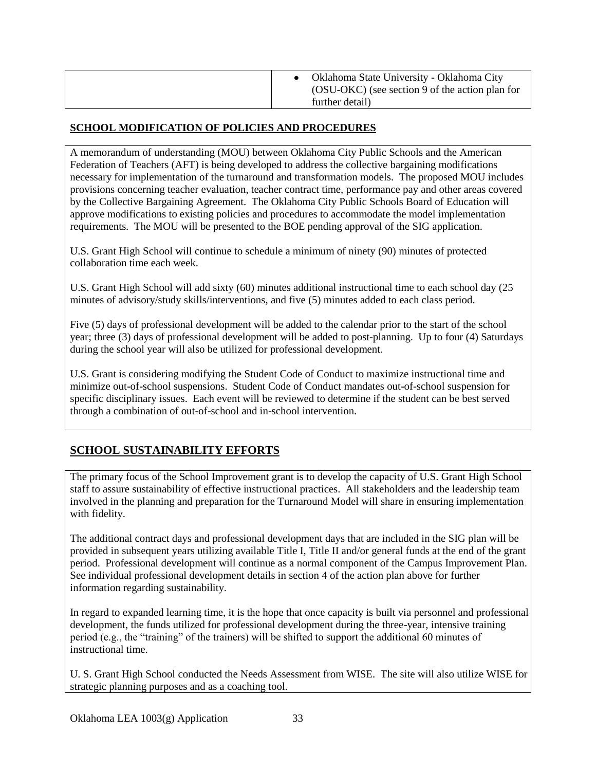| | • Oklahoma State University - Oklahoma City (OSU-OKC) (see section 9 of the action plan for further detail) |
|---|---|

## SCHOOL MODIFICATION OF POLICIES AND PROCEDURES

A memorandum of understanding (MOU) between Oklahoma City Public Schools and the American Federation of Teachers (AFT) is being developed to address the collective bargaining modifications necessary for implementation of the turnaround and transformation models. The proposed MOU includes provisions concerning teacher evaluation, teacher contract time, performance pay and other areas covered by the Collective Bargaining Agreement. The Oklahoma City Public Schools Board of Education will approve modifications to existing policies and procedures to accommodate the model implementation requirements. The MOU will be presented to the BOE pending approval of the SIG application.

U.S. Grant High School will continue to schedule a minimum of ninety (90) minutes of protected collaboration time each week.

U.S. Grant High School will add sixty (60) minutes additional instructional time to each school day (25 minutes of advisory/study skills/interventions, and five (5) minutes added to each class period.

Five (5) days of professional development will be added to the calendar prior to the start of the school year; three (3) days of professional development will be added to post-planning. Up to four (4) Saturdays during the school year will also be utilized for professional development.

U.S. Grant is considering modifying the Student Code of Conduct to maximize instructional time and minimize out-of-school suspensions. Student Code of Conduct mandates out-of-school suspension for specific disciplinary issues. Each event will be reviewed to determine if the student can be best served through a combination of out-of-school and in-school intervention.

## SCHOOL SUSTAINABILITY EFFORTS

The primary focus of the School Improvement grant is to develop the capacity of U.S. Grant High School staff to assure sustainability of effective instructional practices. All stakeholders and the leadership team involved in the planning and preparation for the Turnaround Model will share in ensuring implementation with fidelity.

The additional contract days and professional development days that are included in the SIG plan will be provided in subsequent years utilizing available Title I, Title II and/or general funds at the end of the grant period. Professional development will continue as a normal component of the Campus Improvement Plan. See individual professional development details in section 4 of the action plan above for further information regarding sustainability.

In regard to expanded learning time, it is the hope that once capacity is built via personnel and professional development, the funds utilized for professional development during the three-year, intensive training period (e.g., the "training" of the trainers) will be shifted to support the additional 60 minutes of instructional time.

U. S. Grant High School conducted the Needs Assessment from WISE. The site will also utilize WISE for strategic planning purposes and as a coaching tool.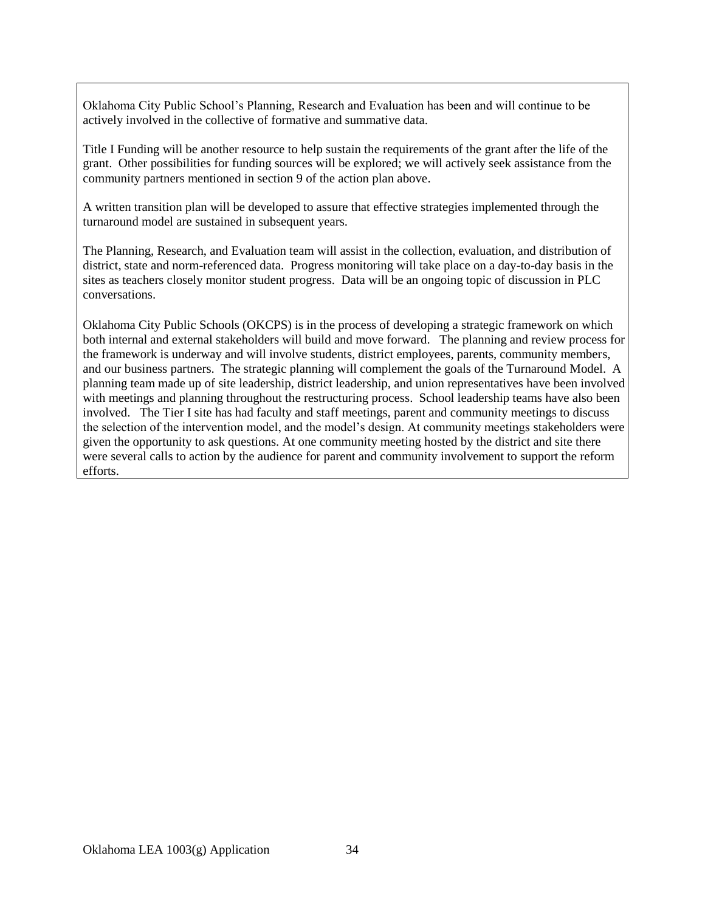Oklahoma City Public School's Planning, Research and Evaluation has been and will continue to be actively involved in the collective of formative and summative data.

Title I Funding will be another resource to help sustain the requirements of the grant after the life of the grant. Other possibilities for funding sources will be explored; we will actively seek assistance from the community partners mentioned in section 9 of the action plan above.

A written transition plan will be developed to assure that effective strategies implemented through the turnaround model are sustained in subsequent years.

The Planning, Research, and Evaluation team will assist in the collection, evaluation, and distribution of district, state and norm-referenced data. Progress monitoring will take place on a day-to-day basis in the sites as teachers closely monitor student progress. Data will be an ongoing topic of discussion in PLC conversations.

Oklahoma City Public Schools (OKCPS) is in the process of developing a strategic framework on which both internal and external stakeholders will build and move forward. The planning and review process for the framework is underway and will involve students, district employees, parents, community members, and our business partners. The strategic planning will complement the goals of the Turnaround Model. A planning team made up of site leadership, district leadership, and union representatives have been involved with meetings and planning throughout the restructuring process. School leadership teams have also been involved. The Tier I site has had faculty and staff meetings, parent and community meetings to discuss the selection of the intervention model, and the model's design. At community meetings stakeholders were given the opportunity to ask questions. At one community meeting hosted by the district and site there were several calls to action by the audience for parent and community involvement to support the reform efforts.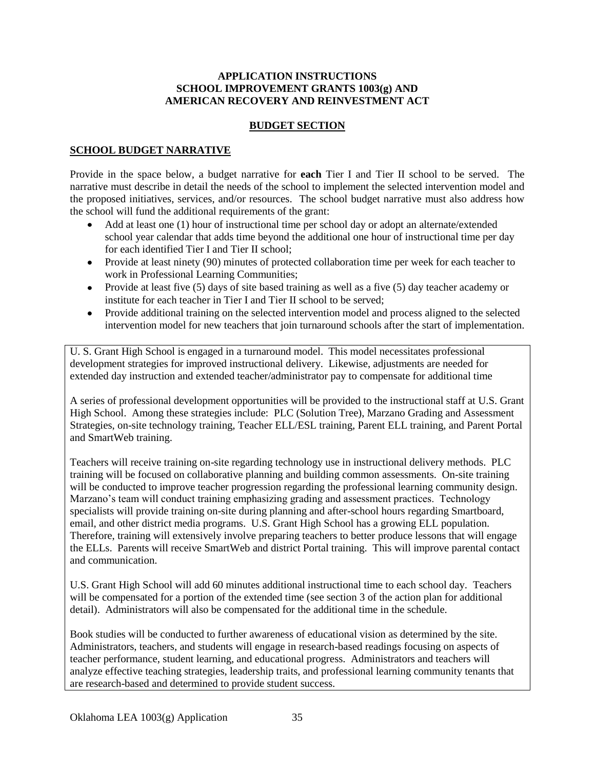**APPLICATION INSTRUCTIONS**
**SCHOOL IMPROVEMENT GRANTS 1003(g) AND**
**AMERICAN RECOVERY AND REINVESTMENT ACT**

**BUDGET SECTION**

**SCHOOL BUDGET NARRATIVE**

Provide in the space below, a budget narrative for **each** Tier I and Tier II school to be served. The narrative must describe in detail the needs of the school to implement the selected intervention model and the proposed initiatives, services, and/or resources. The school budget narrative must also address how the school will fund the additional requirements of the grant:

- Add at least one (1) hour of instructional time per school day or adopt an alternate/extended school year calendar that adds time beyond the additional one hour of instructional time per day for each identified Tier I and Tier II school;
- Provide at least ninety (90) minutes of protected collaboration time per week for each teacher to work in Professional Learning Communities;
- Provide at least five (5) days of site based training as well as a five (5) day teacher academy or institute for each teacher in Tier I and Tier II school to be served;
- Provide additional training on the selected intervention model and process aligned to the selected intervention model for new teachers that join turnaround schools after the start of implementation.

U. S. Grant High School is engaged in a turnaround model. This model necessitates professional development strategies for improved instructional delivery. Likewise, adjustments are needed for extended day instruction and extended teacher/administrator pay to compensate for additional time

A series of professional development opportunities will be provided to the instructional staff at U.S. Grant High School. Among these strategies include: PLC (Solution Tree), Marzano Grading and Assessment Strategies, on-site technology training, Teacher ELL/ESL training, Parent ELL training, and Parent Portal and SmartWeb training.

Teachers will receive training on-site regarding technology use in instructional delivery methods. PLC training will be focused on collaborative planning and building common assessments. On-site training will be conducted to improve teacher progression regarding the professional learning community design. Marzano's team will conduct training emphasizing grading and assessment practices. Technology specialists will provide training on-site during planning and after-school hours regarding Smartboard, email, and other district media programs. U.S. Grant High School has a growing ELL population. Therefore, training will extensively involve preparing teachers to better produce lessons that will engage the ELLs. Parents will receive SmartWeb and district Portal training. This will improve parental contact and communication.

U.S. Grant High School will add 60 minutes additional instructional time to each school day. Teachers will be compensated for a portion of the extended time (see section 3 of the action plan for additional detail). Administrators will also be compensated for the additional time in the schedule.

Book studies will be conducted to further awareness of educational vision as determined by the site. Administrators, teachers, and students will engage in research-based readings focusing on aspects of teacher performance, student learning, and educational progress. Administrators and teachers will analyze effective teaching strategies, leadership traits, and professional learning community tenants that are research-based and determined to provide student success.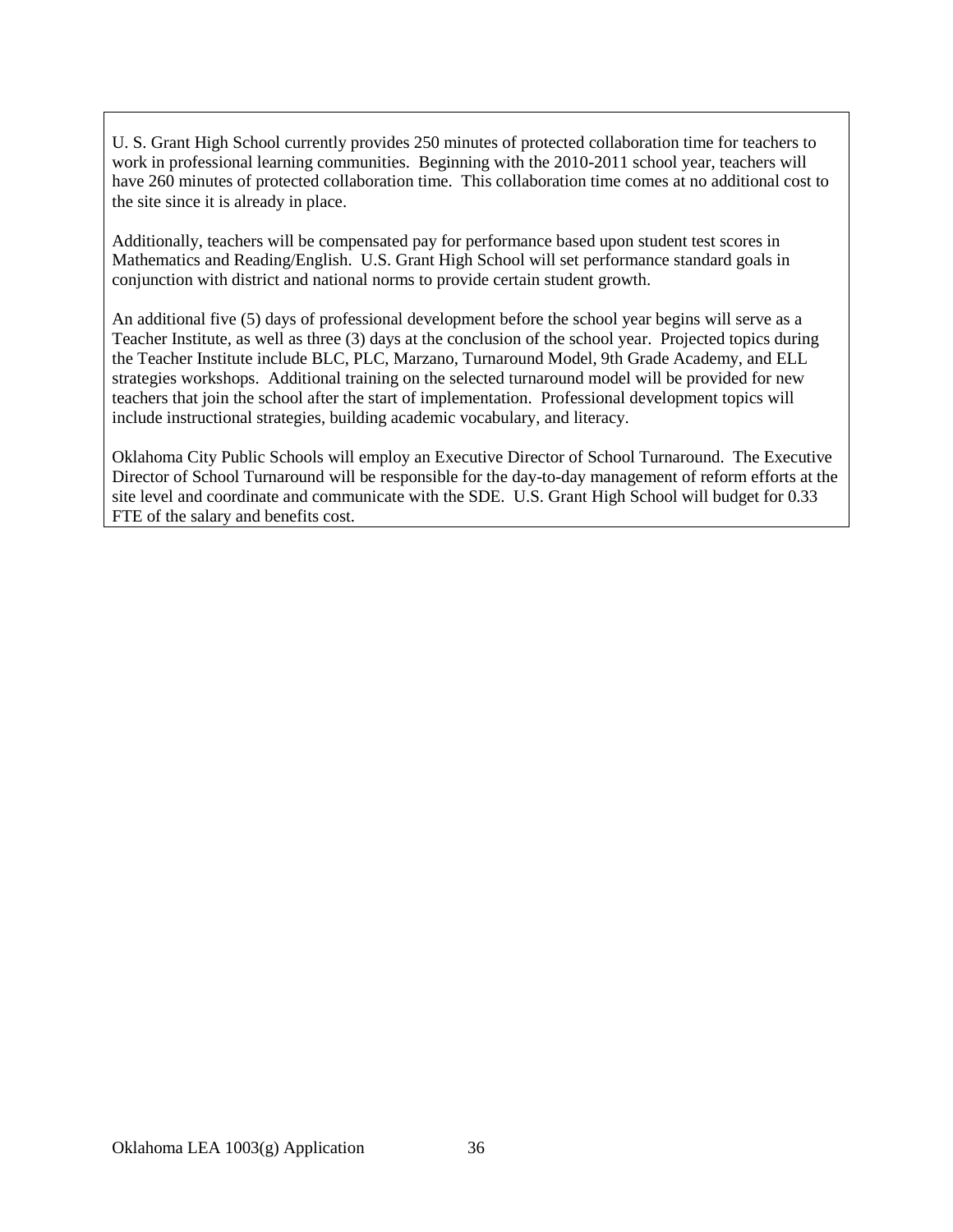U. S. Grant High School currently provides 250 minutes of protected collaboration time for teachers to work in professional learning communities. Beginning with the 2010-2011 school year, teachers will have 260 minutes of protected collaboration time. This collaboration time comes at no additional cost to the site since it is already in place.

Additionally, teachers will be compensated pay for performance based upon student test scores in Mathematics and Reading/English. U.S. Grant High School will set performance standard goals in conjunction with district and national norms to provide certain student growth.

An additional five (5) days of professional development before the school year begins will serve as a Teacher Institute, as well as three (3) days at the conclusion of the school year. Projected topics during the Teacher Institute include BLC, PLC, Marzano, Turnaround Model, 9th Grade Academy, and ELL strategies workshops. Additional training on the selected turnaround model will be provided for new teachers that join the school after the start of implementation. Professional development topics will include instructional strategies, building academic vocabulary, and literacy.

Oklahoma City Public Schools will employ an Executive Director of School Turnaround. The Executive Director of School Turnaround will be responsible for the day-to-day management of reform efforts at the site level and coordinate and communicate with the SDE. U.S. Grant High School will budget for 0.33 FTE of the salary and benefits cost.